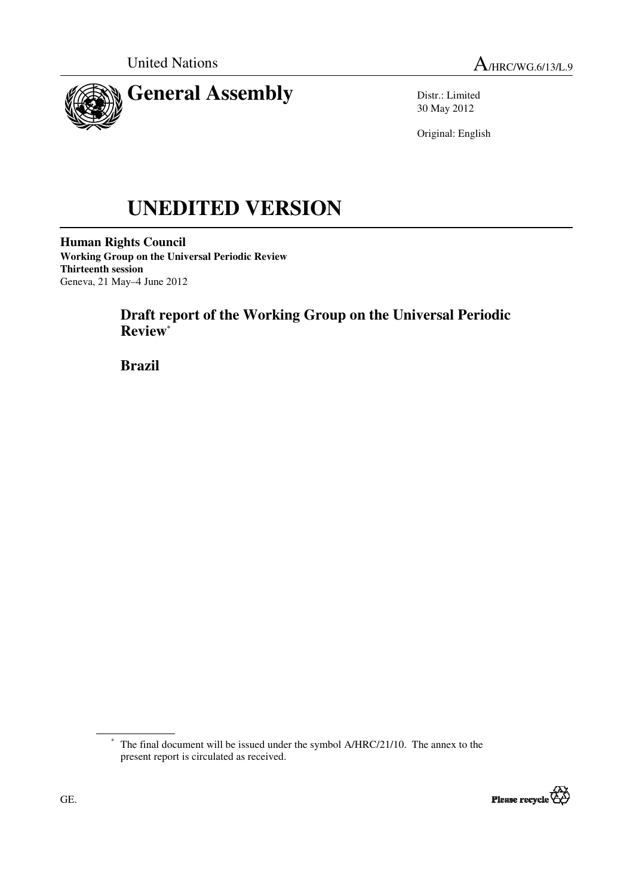United Nations

A/HRC/WG.6/13/L.9

# General Assembly

Distr.: Limited
30 May 2012

Original: English

# UNEDITED VERSION

**Human Rights Council**
**Working Group on the Universal Periodic Review**
**Thirteenth session**
Geneva, 21 May–4 June 2012

## Draft report of the Working Group on the Universal Periodic Review*

## Brazil

\* The final document will be issued under the symbol A/HRC/21/10. The annex to the present report is circulated as received.

GE.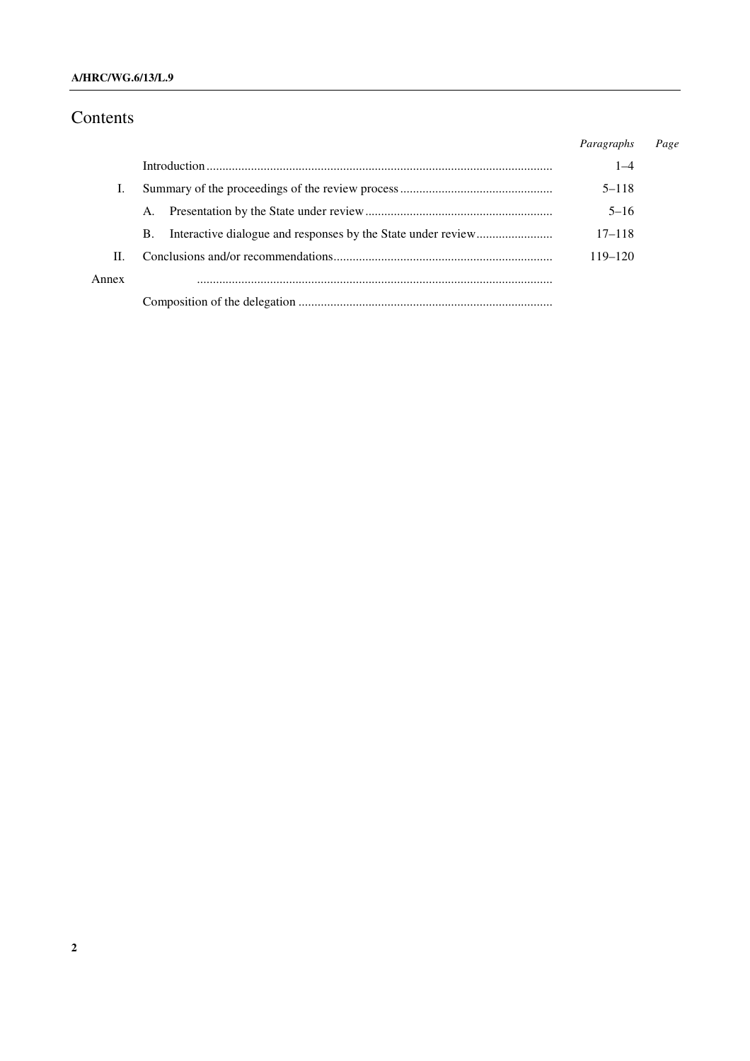# Contents

| | | *Paragraphs* | *Page* |
|---|---|---|---|
| | Introduction | 1–4 | |
| I. | Summary of the proceedings of the review process | 5–118 | |
| | A. Presentation by the State under review | 5–16 | |
| | B. Interactive dialogue and responses by the State under review | 17–118 | |
| II. | Conclusions and/or recommendations | 119–120 | |
| Annex | | | |
| | Composition of the delegation | | |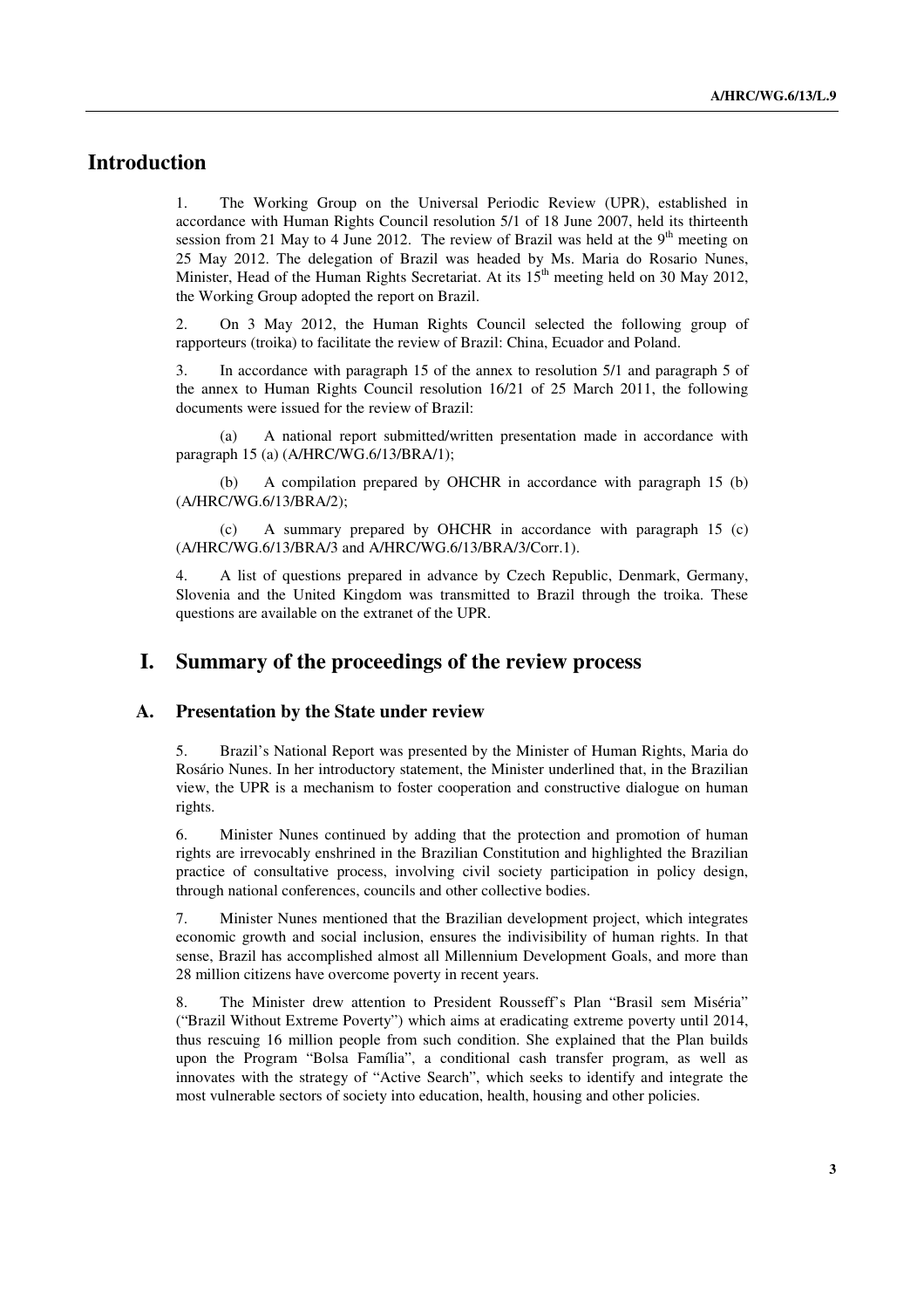# Introduction

1. The Working Group on the Universal Periodic Review (UPR), established in accordance with Human Rights Council resolution 5/1 of 18 June 2007, held its thirteenth session from 21 May to 4 June 2012. The review of Brazil was held at the 9th meeting on 25 May 2012. The delegation of Brazil was headed by Ms. Maria do Rosario Nunes, Minister, Head of the Human Rights Secretariat. At its 15th meeting held on 30 May 2012, the Working Group adopted the report on Brazil.

2. On 3 May 2012, the Human Rights Council selected the following group of rapporteurs (troika) to facilitate the review of Brazil: China, Ecuador and Poland.

3. In accordance with paragraph 15 of the annex to resolution 5/1 and paragraph 5 of the annex to Human Rights Council resolution 16/21 of 25 March 2011, the following documents were issued for the review of Brazil:

(a) A national report submitted/written presentation made in accordance with paragraph 15 (a) (A/HRC/WG.6/13/BRA/1);

(b) A compilation prepared by OHCHR in accordance with paragraph 15 (b) (A/HRC/WG.6/13/BRA/2);

(c) A summary prepared by OHCHR in accordance with paragraph 15 (c) (A/HRC/WG.6/13/BRA/3 and A/HRC/WG.6/13/BRA/3/Corr.1).

4. A list of questions prepared in advance by Czech Republic, Denmark, Germany, Slovenia and the United Kingdom was transmitted to Brazil through the troika. These questions are available on the extranet of the UPR.

# I. Summary of the proceedings of the review process

## A. Presentation by the State under review

5. Brazil's National Report was presented by the Minister of Human Rights, Maria do Rosário Nunes. In her introductory statement, the Minister underlined that, in the Brazilian view, the UPR is a mechanism to foster cooperation and constructive dialogue on human rights.

6. Minister Nunes continued by adding that the protection and promotion of human rights are irrevocably enshrined in the Brazilian Constitution and highlighted the Brazilian practice of consultative process, involving civil society participation in policy design, through national conferences, councils and other collective bodies.

7. Minister Nunes mentioned that the Brazilian development project, which integrates economic growth and social inclusion, ensures the indivisibility of human rights. In that sense, Brazil has accomplished almost all Millennium Development Goals, and more than 28 million citizens have overcome poverty in recent years.

8. The Minister drew attention to President Rousseff's Plan "Brasil sem Miséria" ("Brazil Without Extreme Poverty") which aims at eradicating extreme poverty until 2014, thus rescuing 16 million people from such condition. She explained that the Plan builds upon the Program "Bolsa Família", a conditional cash transfer program, as well as innovates with the strategy of "Active Search", which seeks to identify and integrate the most vulnerable sectors of society into education, health, housing and other policies.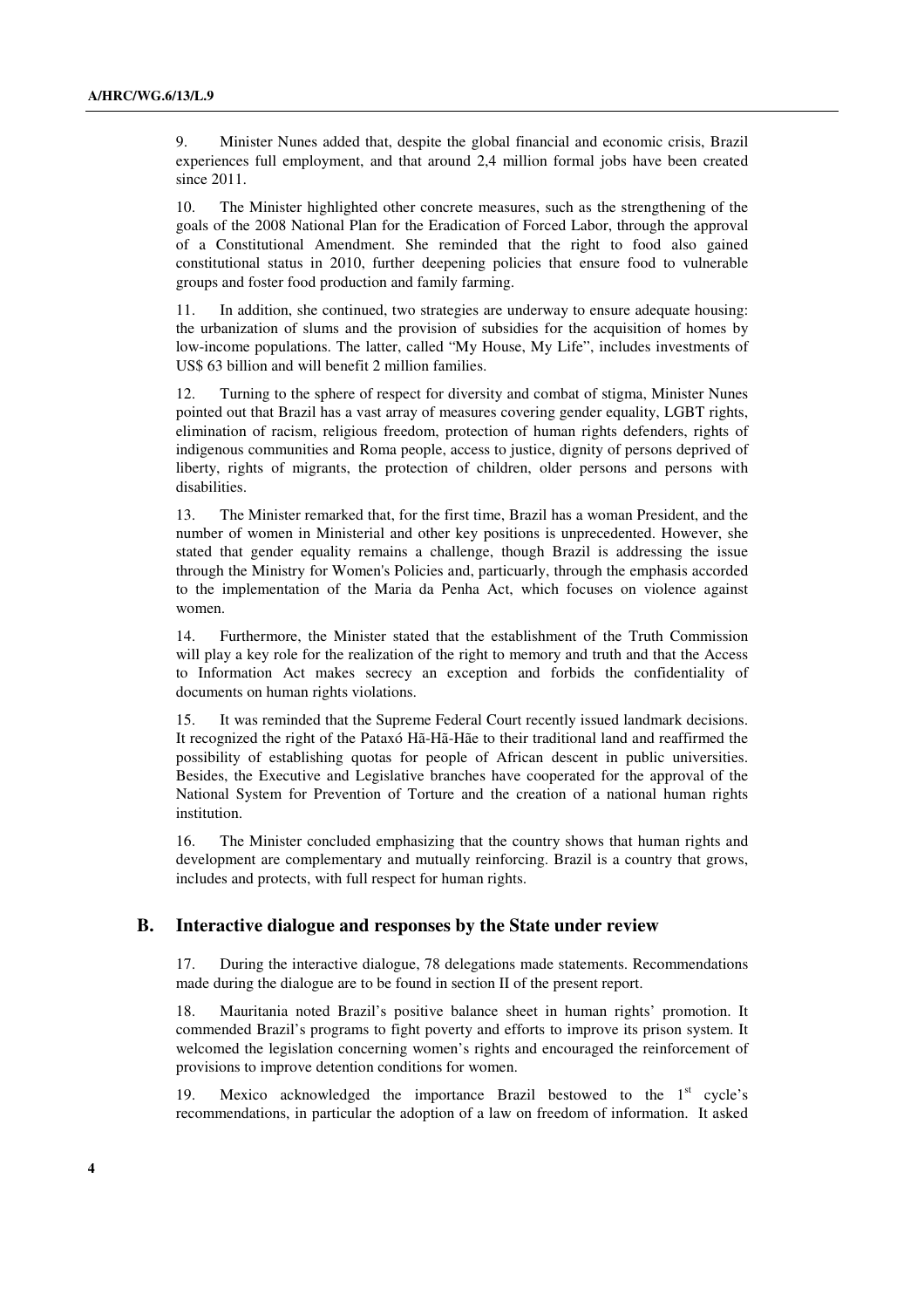9. Minister Nunes added that, despite the global financial and economic crisis, Brazil experiences full employment, and that around 2,4 million formal jobs have been created since 2011.

10. The Minister highlighted other concrete measures, such as the strengthening of the goals of the 2008 National Plan for the Eradication of Forced Labor, through the approval of a Constitutional Amendment. She reminded that the right to food also gained constitutional status in 2010, further deepening policies that ensure food to vulnerable groups and foster food production and family farming.

11. In addition, she continued, two strategies are underway to ensure adequate housing: the urbanization of slums and the provision of subsidies for the acquisition of homes by low-income populations. The latter, called "My House, My Life", includes investments of US$ 63 billion and will benefit 2 million families.

12. Turning to the sphere of respect for diversity and combat of stigma, Minister Nunes pointed out that Brazil has a vast array of measures covering gender equality, LGBT rights, elimination of racism, religious freedom, protection of human rights defenders, rights of indigenous communities and Roma people, access to justice, dignity of persons deprived of liberty, rights of migrants, the protection of children, older persons and persons with disabilities.

13. The Minister remarked that, for the first time, Brazil has a woman President, and the number of women in Ministerial and other key positions is unprecedented. However, she stated that gender equality remains a challenge, though Brazil is addressing the issue through the Ministry for Women's Policies and, particularly, through the emphasis accorded to the implementation of the Maria da Penha Act, which focuses on violence against women.

14. Furthermore, the Minister stated that the establishment of the Truth Commission will play a key role for the realization of the right to memory and truth and that the Access to Information Act makes secrecy an exception and forbids the confidentiality of documents on human rights violations.

15. It was reminded that the Supreme Federal Court recently issued landmark decisions. It recognized the right of the Pataxó Hã-Hã-Hãe to their traditional land and reaffirmed the possibility of establishing quotas for people of African descent in public universities. Besides, the Executive and Legislative branches have cooperated for the approval of the National System for Prevention of Torture and the creation of a national human rights institution.

16. The Minister concluded emphasizing that the country shows that human rights and development are complementary and mutually reinforcing. Brazil is a country that grows, includes and protects, with full respect for human rights.

## B. Interactive dialogue and responses by the State under review

17. During the interactive dialogue, 78 delegations made statements. Recommendations made during the dialogue are to be found in section II of the present report.

18. Mauritania noted Brazil's positive balance sheet in human rights' promotion. It commended Brazil's programs to fight poverty and efforts to improve its prison system. It welcomed the legislation concerning women's rights and encouraged the reinforcement of provisions to improve detention conditions for women.

19. Mexico acknowledged the importance Brazil bestowed to the 1st cycle's recommendations, in particular the adoption of a law on freedom of information. It asked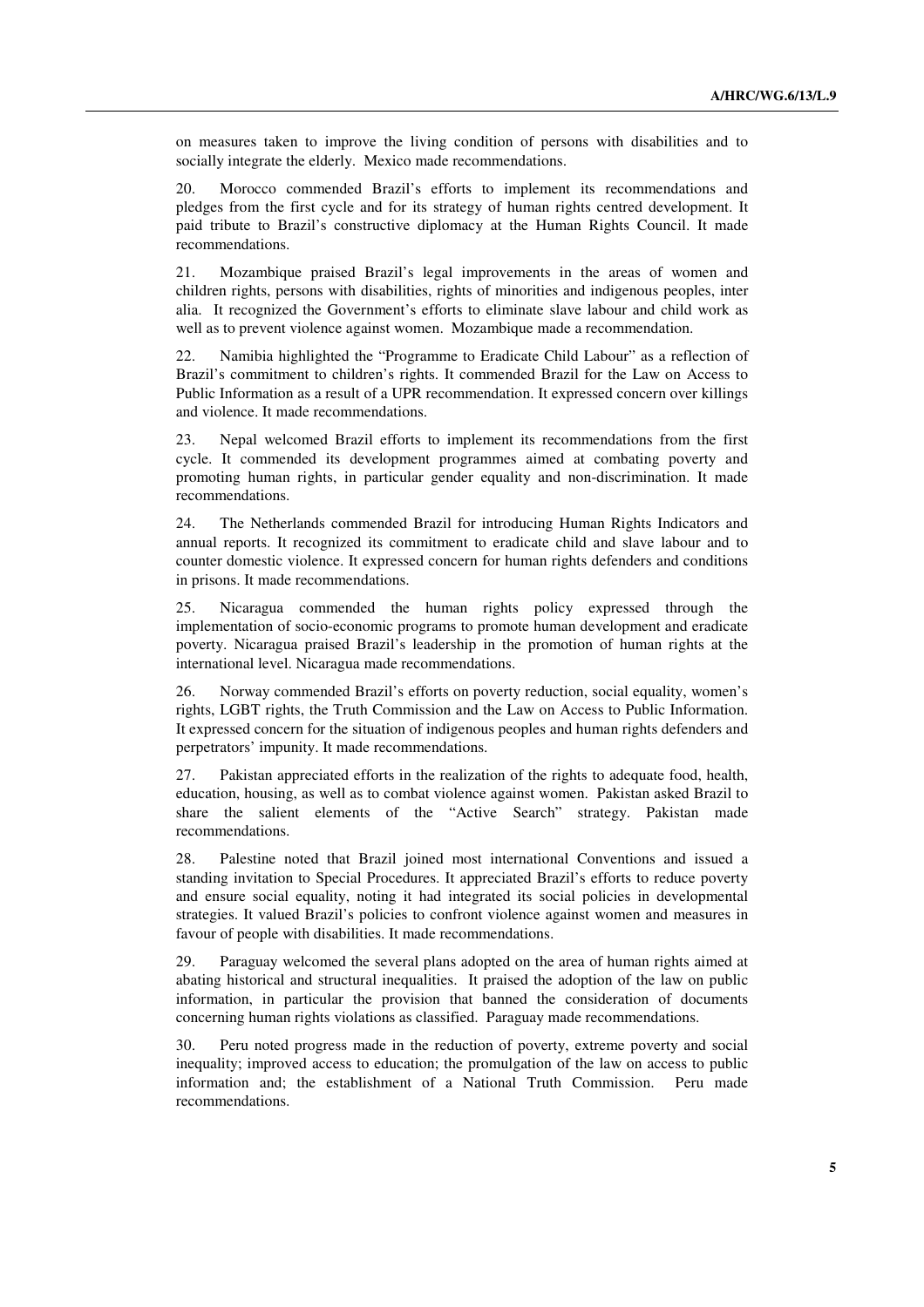on measures taken to improve the living condition of persons with disabilities and to socially integrate the elderly. Mexico made recommendations.

20. Morocco commended Brazil's efforts to implement its recommendations and pledges from the first cycle and for its strategy of human rights centred development. It paid tribute to Brazil's constructive diplomacy at the Human Rights Council. It made recommendations.

21. Mozambique praised Brazil's legal improvements in the areas of women and children rights, persons with disabilities, rights of minorities and indigenous peoples, inter alia. It recognized the Government's efforts to eliminate slave labour and child work as well as to prevent violence against women. Mozambique made a recommendation.

22. Namibia highlighted the "Programme to Eradicate Child Labour" as a reflection of Brazil's commitment to children's rights. It commended Brazil for the Law on Access to Public Information as a result of a UPR recommendation. It expressed concern over killings and violence. It made recommendations.

23. Nepal welcomed Brazil efforts to implement its recommendations from the first cycle. It commended its development programmes aimed at combating poverty and promoting human rights, in particular gender equality and non-discrimination. It made recommendations.

24. The Netherlands commended Brazil for introducing Human Rights Indicators and annual reports. It recognized its commitment to eradicate child and slave labour and to counter domestic violence. It expressed concern for human rights defenders and conditions in prisons. It made recommendations.

25. Nicaragua commended the human rights policy expressed through the implementation of socio-economic programs to promote human development and eradicate poverty. Nicaragua praised Brazil's leadership in the promotion of human rights at the international level. Nicaragua made recommendations.

26. Norway commended Brazil's efforts on poverty reduction, social equality, women's rights, LGBT rights, the Truth Commission and the Law on Access to Public Information. It expressed concern for the situation of indigenous peoples and human rights defenders and perpetrators' impunity. It made recommendations.

27. Pakistan appreciated efforts in the realization of the rights to adequate food, health, education, housing, as well as to combat violence against women. Pakistan asked Brazil to share the salient elements of the "Active Search" strategy. Pakistan made recommendations.

28. Palestine noted that Brazil joined most international Conventions and issued a standing invitation to Special Procedures. It appreciated Brazil's efforts to reduce poverty and ensure social equality, noting it had integrated its social policies in developmental strategies. It valued Brazil's policies to confront violence against women and measures in favour of people with disabilities. It made recommendations.

29. Paraguay welcomed the several plans adopted on the area of human rights aimed at abating historical and structural inequalities. It praised the adoption of the law on public information, in particular the provision that banned the consideration of documents concerning human rights violations as classified. Paraguay made recommendations.

30. Peru noted progress made in the reduction of poverty, extreme poverty and social inequality; improved access to education; the promulgation of the law on access to public information and; the establishment of a National Truth Commission. Peru made recommendations.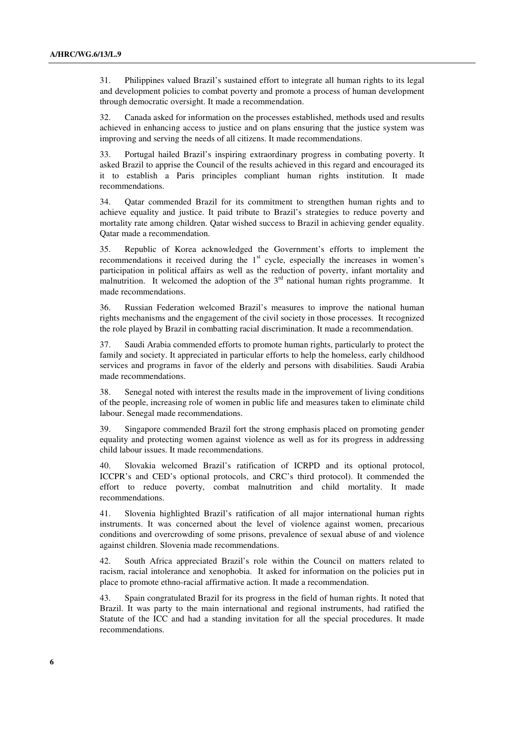31. Philippines valued Brazil's sustained effort to integrate all human rights to its legal and development policies to combat poverty and promote a process of human development through democratic oversight. It made a recommendation.

32. Canada asked for information on the processes established, methods used and results achieved in enhancing access to justice and on plans ensuring that the justice system was improving and serving the needs of all citizens. It made recommendations.

33. Portugal hailed Brazil's inspiring extraordinary progress in combating poverty. It asked Brazil to apprise the Council of the results achieved in this regard and encouraged its it to establish a Paris principles compliant human rights institution. It made recommendations.

34. Qatar commended Brazil for its commitment to strengthen human rights and to achieve equality and justice. It paid tribute to Brazil's strategies to reduce poverty and mortality rate among children. Qatar wished success to Brazil in achieving gender equality. Qatar made a recommendation.

35. Republic of Korea acknowledged the Government's efforts to implement the recommendations it received during the 1st cycle, especially the increases in women's participation in political affairs as well as the reduction of poverty, infant mortality and malnutrition. It welcomed the adoption of the 3rd national human rights programme. It made recommendations.

36. Russian Federation welcomed Brazil's measures to improve the national human rights mechanisms and the engagement of the civil society in those processes. It recognized the role played by Brazil in combatting racial discrimination. It made a recommendation.

37. Saudi Arabia commended efforts to promote human rights, particularly to protect the family and society. It appreciated in particular efforts to help the homeless, early childhood services and programs in favor of the elderly and persons with disabilities. Saudi Arabia made recommendations.

38. Senegal noted with interest the results made in the improvement of living conditions of the people, increasing role of women in public life and measures taken to eliminate child labour. Senegal made recommendations.

39. Singapore commended Brazil fort the strong emphasis placed on promoting gender equality and protecting women against violence as well as for its progress in addressing child labour issues. It made recommendations.

40. Slovakia welcomed Brazil's ratification of ICRPD and its optional protocol, ICCPR's and CED's optional protocols, and CRC's third protocol). It commended the effort to reduce poverty, combat malnutrition and child mortality. It made recommendations.

41. Slovenia highlighted Brazil's ratification of all major international human rights instruments. It was concerned about the level of violence against women, precarious conditions and overcrowding of some prisons, prevalence of sexual abuse of and violence against children. Slovenia made recommendations.

42. South Africa appreciated Brazil's role within the Council on matters related to racism, racial intolerance and xenophobia. It asked for information on the policies put in place to promote ethno-racial affirmative action. It made a recommendation.

43. Spain congratulated Brazil for its progress in the field of human rights. It noted that Brazil. It was party to the main international and regional instruments, had ratified the Statute of the ICC and had a standing invitation for all the special procedures. It made recommendations.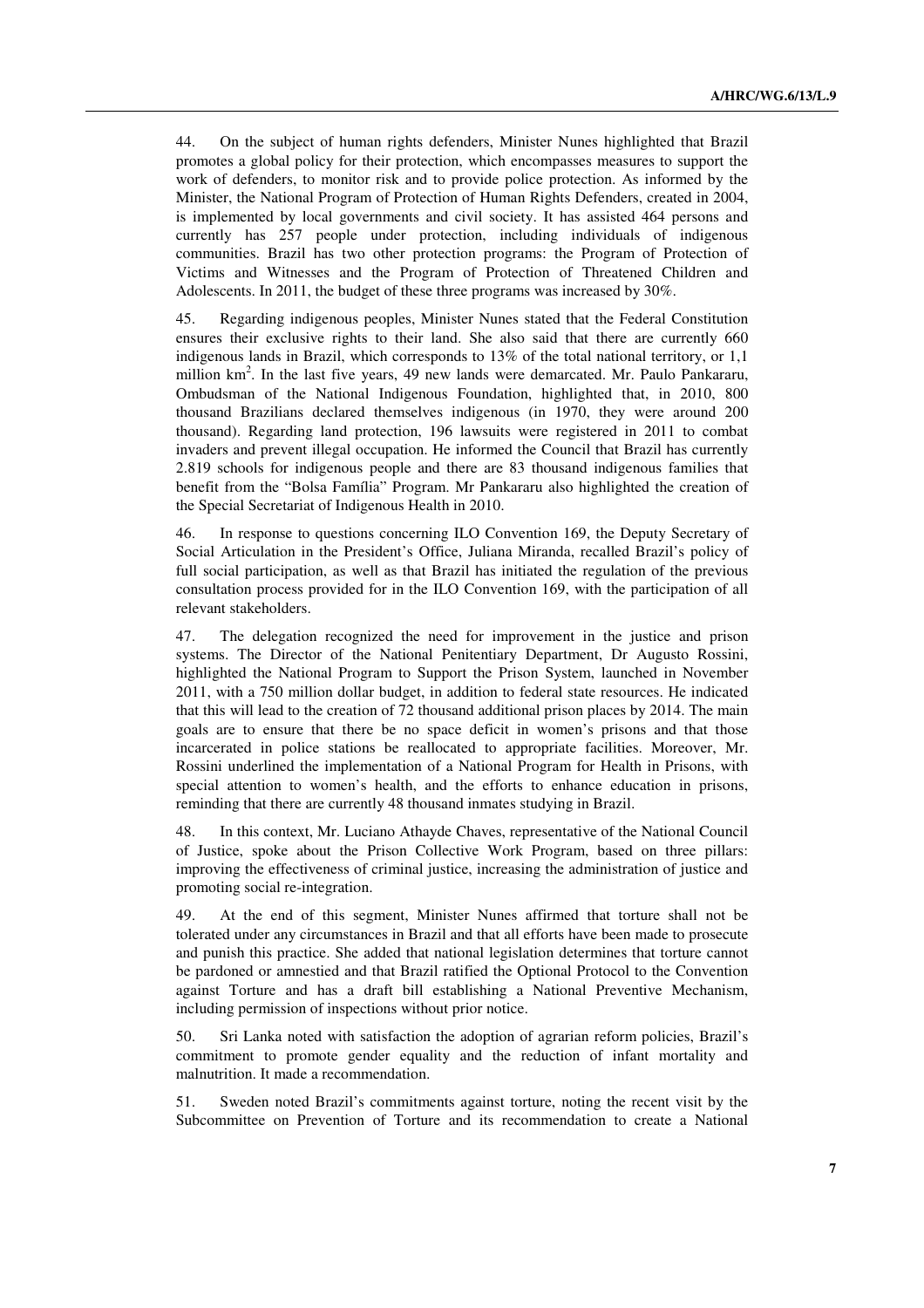44. On the subject of human rights defenders, Minister Nunes highlighted that Brazil promotes a global policy for their protection, which encompasses measures to support the work of defenders, to monitor risk and to provide police protection. As informed by the Minister, the National Program of Protection of Human Rights Defenders, created in 2004, is implemented by local governments and civil society. It has assisted 464 persons and currently has 257 people under protection, including individuals of indigenous communities. Brazil has two other protection programs: the Program of Protection of Victims and Witnesses and the Program of Protection of Threatened Children and Adolescents. In 2011, the budget of these three programs was increased by 30%.

45. Regarding indigenous peoples, Minister Nunes stated that the Federal Constitution ensures their exclusive rights to their land. She also said that there are currently 660 indigenous lands in Brazil, which corresponds to 13% of the total national territory, or 1,1 million km$^2$. In the last five years, 49 new lands were demarcated. Mr. Paulo Pankararu, Ombudsman of the National Indigenous Foundation, highlighted that, in 2010, 800 thousand Brazilians declared themselves indigenous (in 1970, they were around 200 thousand). Regarding land protection, 196 lawsuits were registered in 2011 to combat invaders and prevent illegal occupation. He informed the Council that Brazil has currently 2.819 schools for indigenous people and there are 83 thousand indigenous families that benefit from the "Bolsa Família" Program. Mr Pankararu also highlighted the creation of the Special Secretariat of Indigenous Health in 2010.

46. In response to questions concerning ILO Convention 169, the Deputy Secretary of Social Articulation in the President's Office, Juliana Miranda, recalled Brazil's policy of full social participation, as well as that Brazil has initiated the regulation of the previous consultation process provided for in the ILO Convention 169, with the participation of all relevant stakeholders.

47. The delegation recognized the need for improvement in the justice and prison systems. The Director of the National Penitentiary Department, Dr Augusto Rossini, highlighted the National Program to Support the Prison System, launched in November 2011, with a 750 million dollar budget, in addition to federal state resources. He indicated that this will lead to the creation of 72 thousand additional prison places by 2014. The main goals are to ensure that there be no space deficit in women's prisons and that those incarcerated in police stations be reallocated to appropriate facilities. Moreover, Mr. Rossini underlined the implementation of a National Program for Health in Prisons, with special attention to women's health, and the efforts to enhance education in prisons, reminding that there are currently 48 thousand inmates studying in Brazil.

48. In this context, Mr. Luciano Athayde Chaves, representative of the National Council of Justice, spoke about the Prison Collective Work Program, based on three pillars: improving the effectiveness of criminal justice, increasing the administration of justice and promoting social re-integration.

49. At the end of this segment, Minister Nunes affirmed that torture shall not be tolerated under any circumstances in Brazil and that all efforts have been made to prosecute and punish this practice. She added that national legislation determines that torture cannot be pardoned or amnestied and that Brazil ratified the Optional Protocol to the Convention against Torture and has a draft bill establishing a National Preventive Mechanism, including permission of inspections without prior notice.

50. Sri Lanka noted with satisfaction the adoption of agrarian reform policies, Brazil's commitment to promote gender equality and the reduction of infant mortality and malnutrition. It made a recommendation.

51. Sweden noted Brazil's commitments against torture, noting the recent visit by the Subcommittee on Prevention of Torture and its recommendation to create a National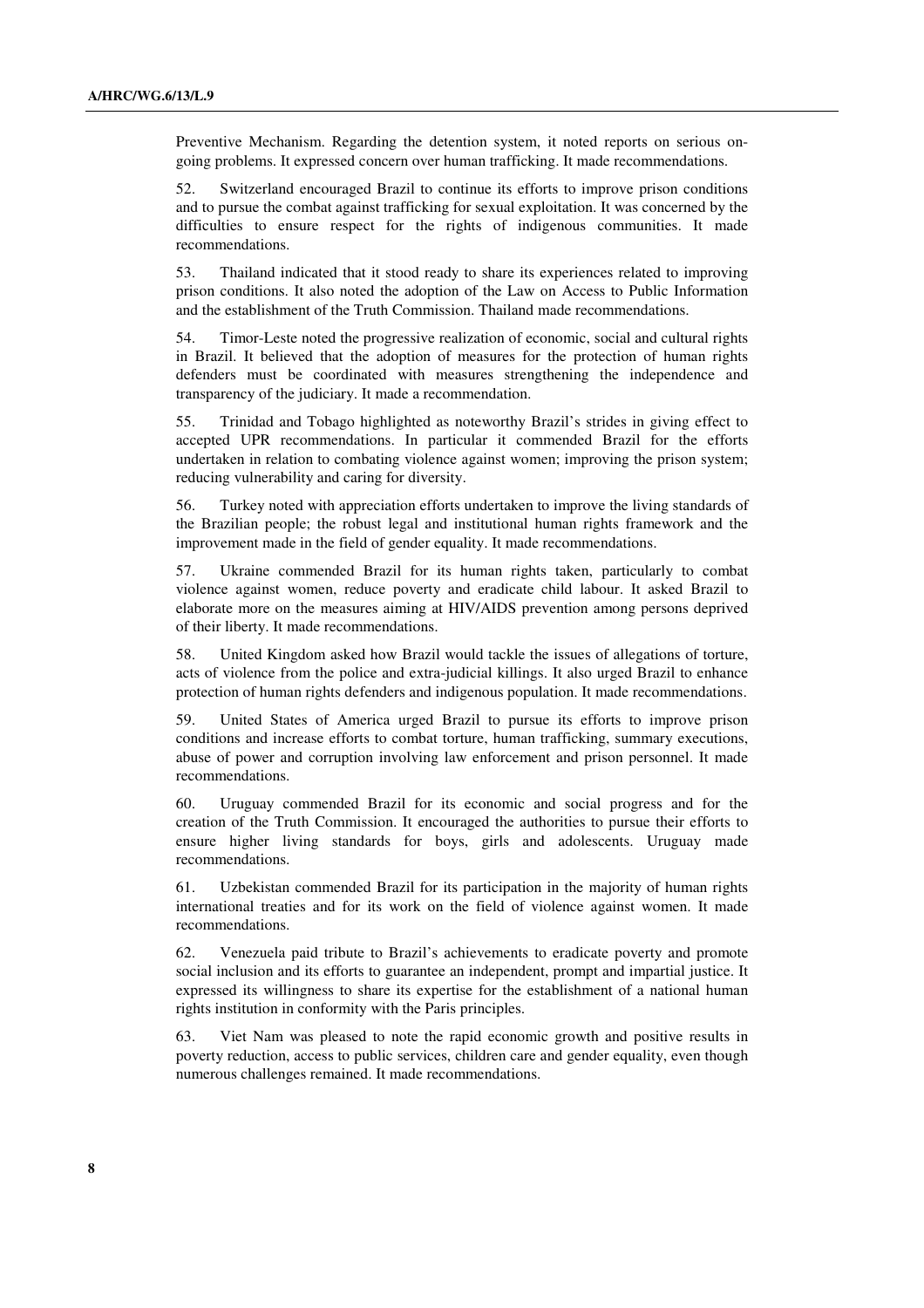Preventive Mechanism. Regarding the detention system, it noted reports on serious on-going problems. It expressed concern over human trafficking. It made recommendations.

52. Switzerland encouraged Brazil to continue its efforts to improve prison conditions and to pursue the combat against trafficking for sexual exploitation. It was concerned by the difficulties to ensure respect for the rights of indigenous communities. It made recommendations.

53. Thailand indicated that it stood ready to share its experiences related to improving prison conditions. It also noted the adoption of the Law on Access to Public Information and the establishment of the Truth Commission. Thailand made recommendations.

54. Timor-Leste noted the progressive realization of economic, social and cultural rights in Brazil. It believed that the adoption of measures for the protection of human rights defenders must be coordinated with measures strengthening the independence and transparency of the judiciary. It made a recommendation.

55. Trinidad and Tobago highlighted as noteworthy Brazil's strides in giving effect to accepted UPR recommendations. In particular it commended Brazil for the efforts undertaken in relation to combating violence against women; improving the prison system; reducing vulnerability and caring for diversity.

56. Turkey noted with appreciation efforts undertaken to improve the living standards of the Brazilian people; the robust legal and institutional human rights framework and the improvement made in the field of gender equality. It made recommendations.

57. Ukraine commended Brazil for its human rights taken, particularly to combat violence against women, reduce poverty and eradicate child labour. It asked Brazil to elaborate more on the measures aiming at HIV/AIDS prevention among persons deprived of their liberty. It made recommendations.

58. United Kingdom asked how Brazil would tackle the issues of allegations of torture, acts of violence from the police and extra-judicial killings. It also urged Brazil to enhance protection of human rights defenders and indigenous population. It made recommendations.

59. United States of America urged Brazil to pursue its efforts to improve prison conditions and increase efforts to combat torture, human trafficking, summary executions, abuse of power and corruption involving law enforcement and prison personnel. It made recommendations.

60. Uruguay commended Brazil for its economic and social progress and for the creation of the Truth Commission. It encouraged the authorities to pursue their efforts to ensure higher living standards for boys, girls and adolescents. Uruguay made recommendations.

61. Uzbekistan commended Brazil for its participation in the majority of human rights international treaties and for its work on the field of violence against women. It made recommendations.

62. Venezuela paid tribute to Brazil's achievements to eradicate poverty and promote social inclusion and its efforts to guarantee an independent, prompt and impartial justice. It expressed its willingness to share its expertise for the establishment of a national human rights institution in conformity with the Paris principles.

63. Viet Nam was pleased to note the rapid economic growth and positive results in poverty reduction, access to public services, children care and gender equality, even though numerous challenges remained. It made recommendations.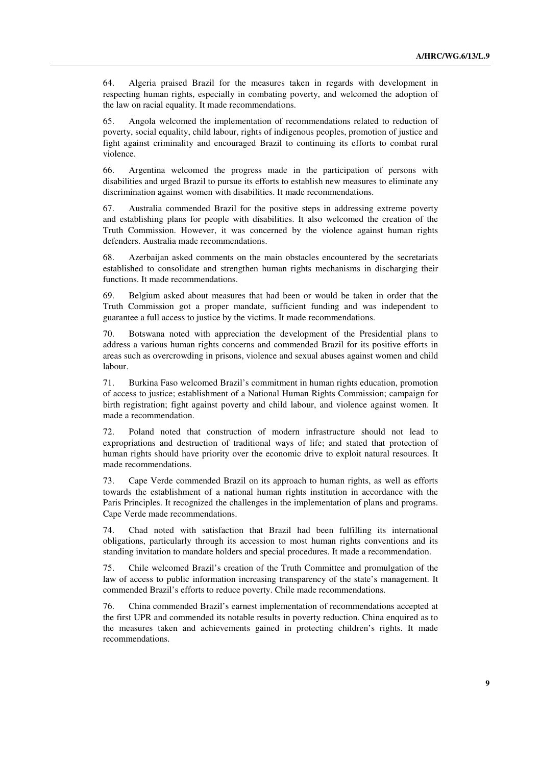64. Algeria praised Brazil for the measures taken in regards with development in respecting human rights, especially in combating poverty, and welcomed the adoption of the law on racial equality. It made recommendations.

65. Angola welcomed the implementation of recommendations related to reduction of poverty, social equality, child labour, rights of indigenous peoples, promotion of justice and fight against criminality and encouraged Brazil to continuing its efforts to combat rural violence.

66. Argentina welcomed the progress made in the participation of persons with disabilities and urged Brazil to pursue its efforts to establish new measures to eliminate any discrimination against women with disabilities. It made recommendations.

67. Australia commended Brazil for the positive steps in addressing extreme poverty and establishing plans for people with disabilities. It also welcomed the creation of the Truth Commission. However, it was concerned by the violence against human rights defenders. Australia made recommendations.

68. Azerbaijan asked comments on the main obstacles encountered by the secretariats established to consolidate and strengthen human rights mechanisms in discharging their functions. It made recommendations.

69. Belgium asked about measures that had been or would be taken in order that the Truth Commission got a proper mandate, sufficient funding and was independent to guarantee a full access to justice by the victims. It made recommendations.

70. Botswana noted with appreciation the development of the Presidential plans to address a various human rights concerns and commended Brazil for its positive efforts in areas such as overcrowding in prisons, violence and sexual abuses against women and child labour.

71. Burkina Faso welcomed Brazil's commitment in human rights education, promotion of access to justice; establishment of a National Human Rights Commission; campaign for birth registration; fight against poverty and child labour, and violence against women. It made a recommendation.

72. Poland noted that construction of modern infrastructure should not lead to expropriations and destruction of traditional ways of life; and stated that protection of human rights should have priority over the economic drive to exploit natural resources. It made recommendations.

73. Cape Verde commended Brazil on its approach to human rights, as well as efforts towards the establishment of a national human rights institution in accordance with the Paris Principles. It recognized the challenges in the implementation of plans and programs. Cape Verde made recommendations.

74. Chad noted with satisfaction that Brazil had been fulfilling its international obligations, particularly through its accession to most human rights conventions and its standing invitation to mandate holders and special procedures. It made a recommendation.

75. Chile welcomed Brazil's creation of the Truth Committee and promulgation of the law of access to public information increasing transparency of the state's management. It commended Brazil's efforts to reduce poverty. Chile made recommendations.

76. China commended Brazil's earnest implementation of recommendations accepted at the first UPR and commended its notable results in poverty reduction. China enquired as to the measures taken and achievements gained in protecting children's rights. It made recommendations.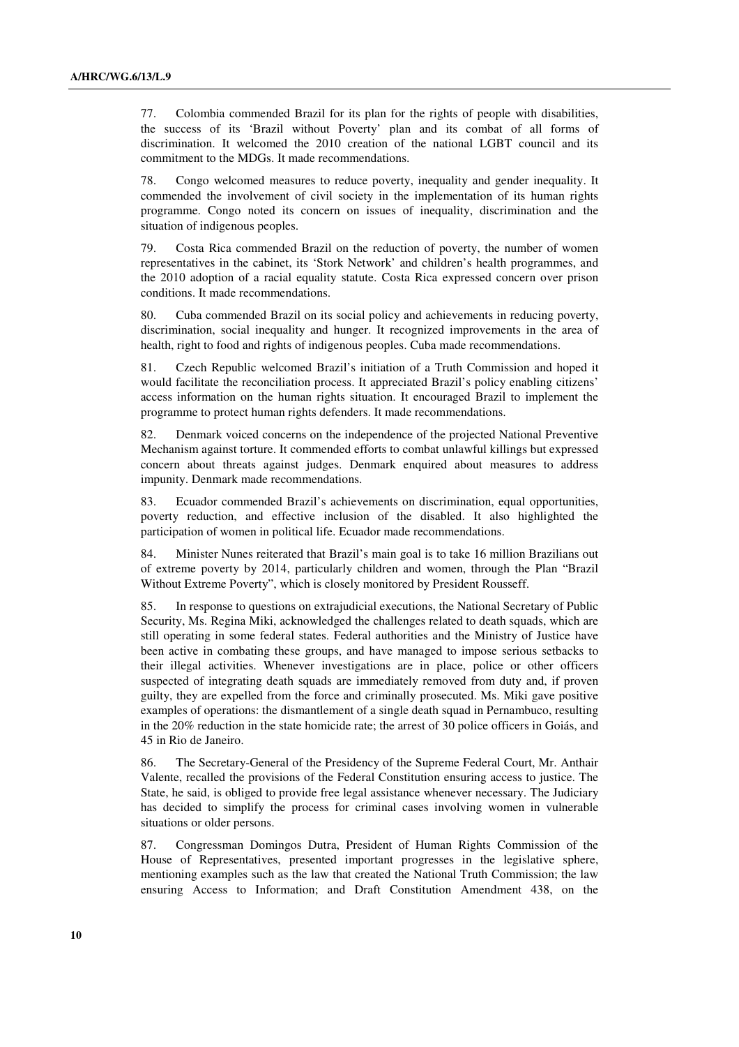77. Colombia commended Brazil for its plan for the rights of people with disabilities, the success of its 'Brazil without Poverty' plan and its combat of all forms of discrimination. It welcomed the 2010 creation of the national LGBT council and its commitment to the MDGs. It made recommendations.

78. Congo welcomed measures to reduce poverty, inequality and gender inequality. It commended the involvement of civil society in the implementation of its human rights programme. Congo noted its concern on issues of inequality, discrimination and the situation of indigenous peoples.

79. Costa Rica commended Brazil on the reduction of poverty, the number of women representatives in the cabinet, its 'Stork Network' and children's health programmes, and the 2010 adoption of a racial equality statute. Costa Rica expressed concern over prison conditions. It made recommendations.

80. Cuba commended Brazil on its social policy and achievements in reducing poverty, discrimination, social inequality and hunger. It recognized improvements in the area of health, right to food and rights of indigenous peoples. Cuba made recommendations.

81. Czech Republic welcomed Brazil's initiation of a Truth Commission and hoped it would facilitate the reconciliation process. It appreciated Brazil's policy enabling citizens' access information on the human rights situation. It encouraged Brazil to implement the programme to protect human rights defenders. It made recommendations.

82. Denmark voiced concerns on the independence of the projected National Preventive Mechanism against torture. It commended efforts to combat unlawful killings but expressed concern about threats against judges. Denmark enquired about measures to address impunity. Denmark made recommendations.

83. Ecuador commended Brazil's achievements on discrimination, equal opportunities, poverty reduction, and effective inclusion of the disabled. It also highlighted the participation of women in political life. Ecuador made recommendations.

84. Minister Nunes reiterated that Brazil's main goal is to take 16 million Brazilians out of extreme poverty by 2014, particularly children and women, through the Plan "Brazil Without Extreme Poverty", which is closely monitored by President Rousseff.

85. In response to questions on extrajudicial executions, the National Secretary of Public Security, Ms. Regina Miki, acknowledged the challenges related to death squads, which are still operating in some federal states. Federal authorities and the Ministry of Justice have been active in combating these groups, and have managed to impose serious setbacks to their illegal activities. Whenever investigations are in place, police or other officers suspected of integrating death squads are immediately removed from duty and, if proven guilty, they are expelled from the force and criminally prosecuted. Ms. Miki gave positive examples of operations: the dismantlement of a single death squad in Pernambuco, resulting in the 20% reduction in the state homicide rate; the arrest of 30 police officers in Goiás, and 45 in Rio de Janeiro.

86. The Secretary-General of the Presidency of the Supreme Federal Court, Mr. Anthair Valente, recalled the provisions of the Federal Constitution ensuring access to justice. The State, he said, is obliged to provide free legal assistance whenever necessary. The Judiciary has decided to simplify the process for criminal cases involving women in vulnerable situations or older persons.

87. Congressman Domingos Dutra, President of Human Rights Commission of the House of Representatives, presented important progresses in the legislative sphere, mentioning examples such as the law that created the National Truth Commission; the law ensuring Access to Information; and Draft Constitution Amendment 438, on the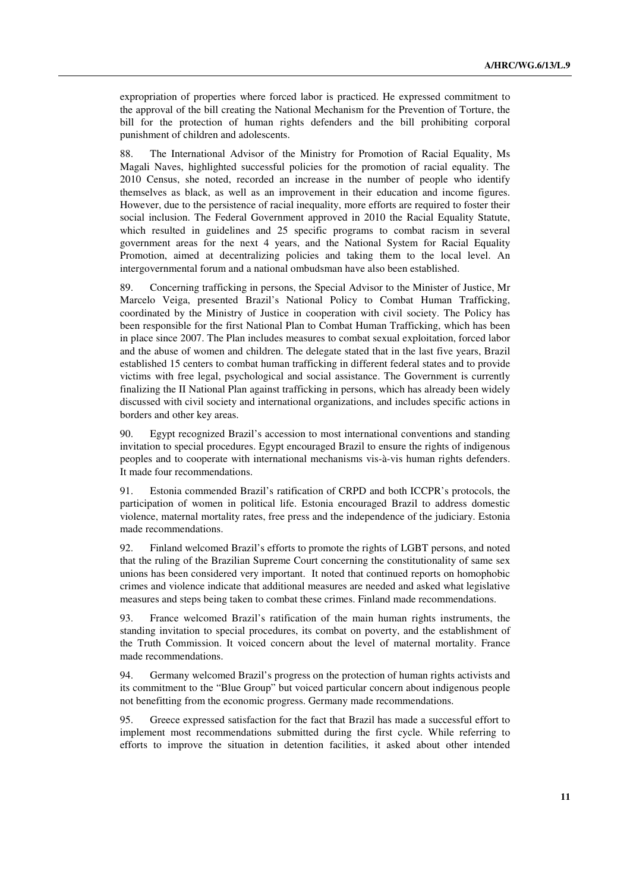expropriation of properties where forced labor is practiced. He expressed commitment to the approval of the bill creating the National Mechanism for the Prevention of Torture, the bill for the protection of human rights defenders and the bill prohibiting corporal punishment of children and adolescents.

88. The International Advisor of the Ministry for Promotion of Racial Equality, Ms Magali Naves, highlighted successful policies for the promotion of racial equality. The 2010 Census, she noted, recorded an increase in the number of people who identify themselves as black, as well as an improvement in their education and income figures. However, due to the persistence of racial inequality, more efforts are required to foster their social inclusion. The Federal Government approved in 2010 the Racial Equality Statute, which resulted in guidelines and 25 specific programs to combat racism in several government areas for the next 4 years, and the National System for Racial Equality Promotion, aimed at decentralizing policies and taking them to the local level. An intergovernmental forum and a national ombudsman have also been established.

89. Concerning trafficking in persons, the Special Advisor to the Minister of Justice, Mr Marcelo Veiga, presented Brazil's National Policy to Combat Human Trafficking, coordinated by the Ministry of Justice in cooperation with civil society. The Policy has been responsible for the first National Plan to Combat Human Trafficking, which has been in place since 2007. The Plan includes measures to combat sexual exploitation, forced labor and the abuse of women and children. The delegate stated that in the last five years, Brazil established 15 centers to combat human trafficking in different federal states and to provide victims with free legal, psychological and social assistance. The Government is currently finalizing the II National Plan against trafficking in persons, which has already been widely discussed with civil society and international organizations, and includes specific actions in borders and other key areas.

90. Egypt recognized Brazil's accession to most international conventions and standing invitation to special procedures. Egypt encouraged Brazil to ensure the rights of indigenous peoples and to cooperate with international mechanisms vis-à-vis human rights defenders. It made four recommendations.

91. Estonia commended Brazil's ratification of CRPD and both ICCPR's protocols, the participation of women in political life. Estonia encouraged Brazil to address domestic violence, maternal mortality rates, free press and the independence of the judiciary. Estonia made recommendations.

92. Finland welcomed Brazil's efforts to promote the rights of LGBT persons, and noted that the ruling of the Brazilian Supreme Court concerning the constitutionality of same sex unions has been considered very important. It noted that continued reports on homophobic crimes and violence indicate that additional measures are needed and asked what legislative measures and steps being taken to combat these crimes. Finland made recommendations.

93. France welcomed Brazil's ratification of the main human rights instruments, the standing invitation to special procedures, its combat on poverty, and the establishment of the Truth Commission. It voiced concern about the level of maternal mortality. France made recommendations.

94. Germany welcomed Brazil's progress on the protection of human rights activists and its commitment to the "Blue Group" but voiced particular concern about indigenous people not benefitting from the economic progress. Germany made recommendations.

95. Greece expressed satisfaction for the fact that Brazil has made a successful effort to implement most recommendations submitted during the first cycle. While referring to efforts to improve the situation in detention facilities, it asked about other intended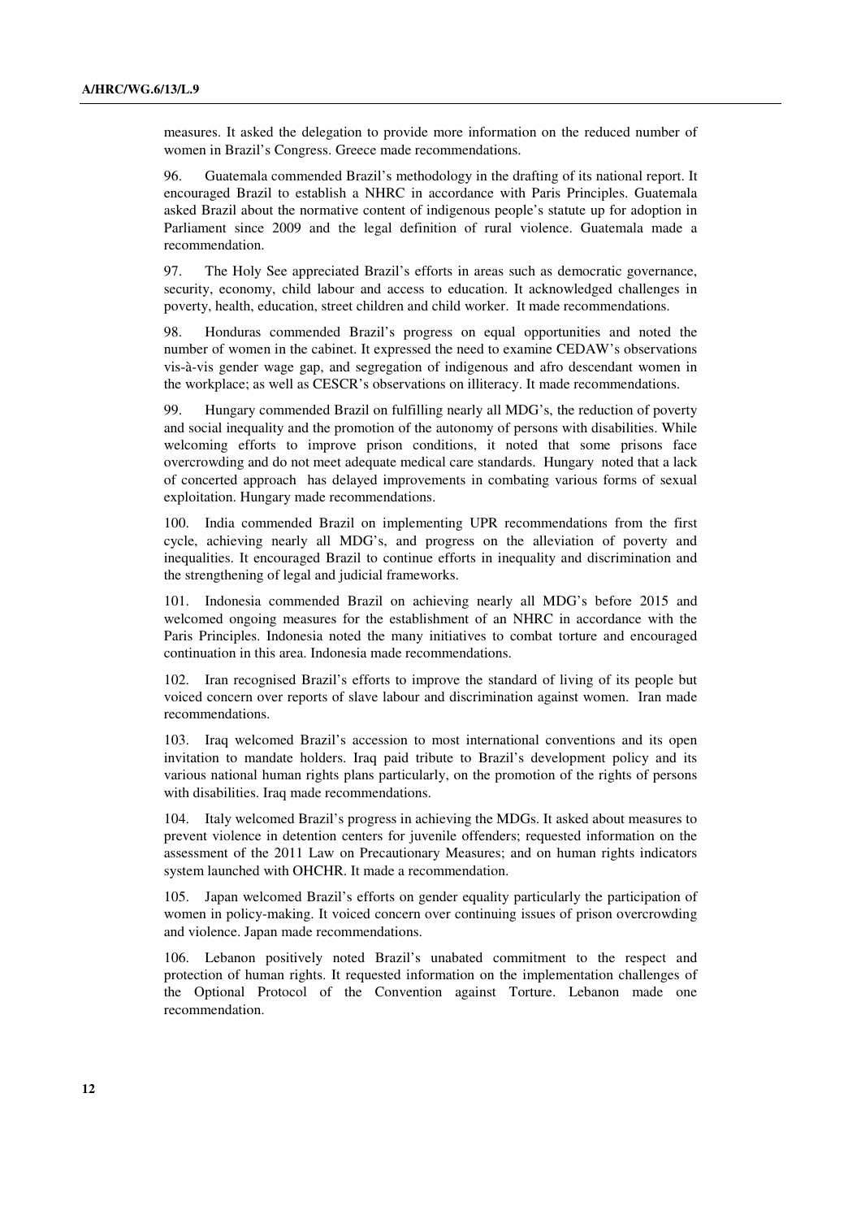measures. It asked the delegation to provide more information on the reduced number of women in Brazil's Congress. Greece made recommendations.

96. Guatemala commended Brazil's methodology in the drafting of its national report. It encouraged Brazil to establish a NHRC in accordance with Paris Principles. Guatemala asked Brazil about the normative content of indigenous people's statute up for adoption in Parliament since 2009 and the legal definition of rural violence. Guatemala made a recommendation.

97. The Holy See appreciated Brazil's efforts in areas such as democratic governance, security, economy, child labour and access to education. It acknowledged challenges in poverty, health, education, street children and child worker. It made recommendations.

98. Honduras commended Brazil's progress on equal opportunities and noted the number of women in the cabinet. It expressed the need to examine CEDAW's observations vis-à-vis gender wage gap, and segregation of indigenous and afro descendant women in the workplace; as well as CESCR's observations on illiteracy. It made recommendations.

99. Hungary commended Brazil on fulfilling nearly all MDG's, the reduction of poverty and social inequality and the promotion of the autonomy of persons with disabilities. While welcoming efforts to improve prison conditions, it noted that some prisons face overcrowding and do not meet adequate medical care standards. Hungary noted that a lack of concerted approach has delayed improvements in combating various forms of sexual exploitation. Hungary made recommendations.

100. India commended Brazil on implementing UPR recommendations from the first cycle, achieving nearly all MDG's, and progress on the alleviation of poverty and inequalities. It encouraged Brazil to continue efforts in inequality and discrimination and the strengthening of legal and judicial frameworks.

101. Indonesia commended Brazil on achieving nearly all MDG's before 2015 and welcomed ongoing measures for the establishment of an NHRC in accordance with the Paris Principles. Indonesia noted the many initiatives to combat torture and encouraged continuation in this area. Indonesia made recommendations.

102. Iran recognised Brazil's efforts to improve the standard of living of its people but voiced concern over reports of slave labour and discrimination against women. Iran made recommendations.

103. Iraq welcomed Brazil's accession to most international conventions and its open invitation to mandate holders. Iraq paid tribute to Brazil's development policy and its various national human rights plans particularly, on the promotion of the rights of persons with disabilities. Iraq made recommendations.

104. Italy welcomed Brazil's progress in achieving the MDGs. It asked about measures to prevent violence in detention centers for juvenile offenders; requested information on the assessment of the 2011 Law on Precautionary Measures; and on human rights indicators system launched with OHCHR. It made a recommendation.

105. Japan welcomed Brazil's efforts on gender equality particularly the participation of women in policy-making. It voiced concern over continuing issues of prison overcrowding and violence. Japan made recommendations.

106. Lebanon positively noted Brazil's unabated commitment to the respect and protection of human rights. It requested information on the implementation challenges of the Optional Protocol of the Convention against Torture. Lebanon made one recommendation.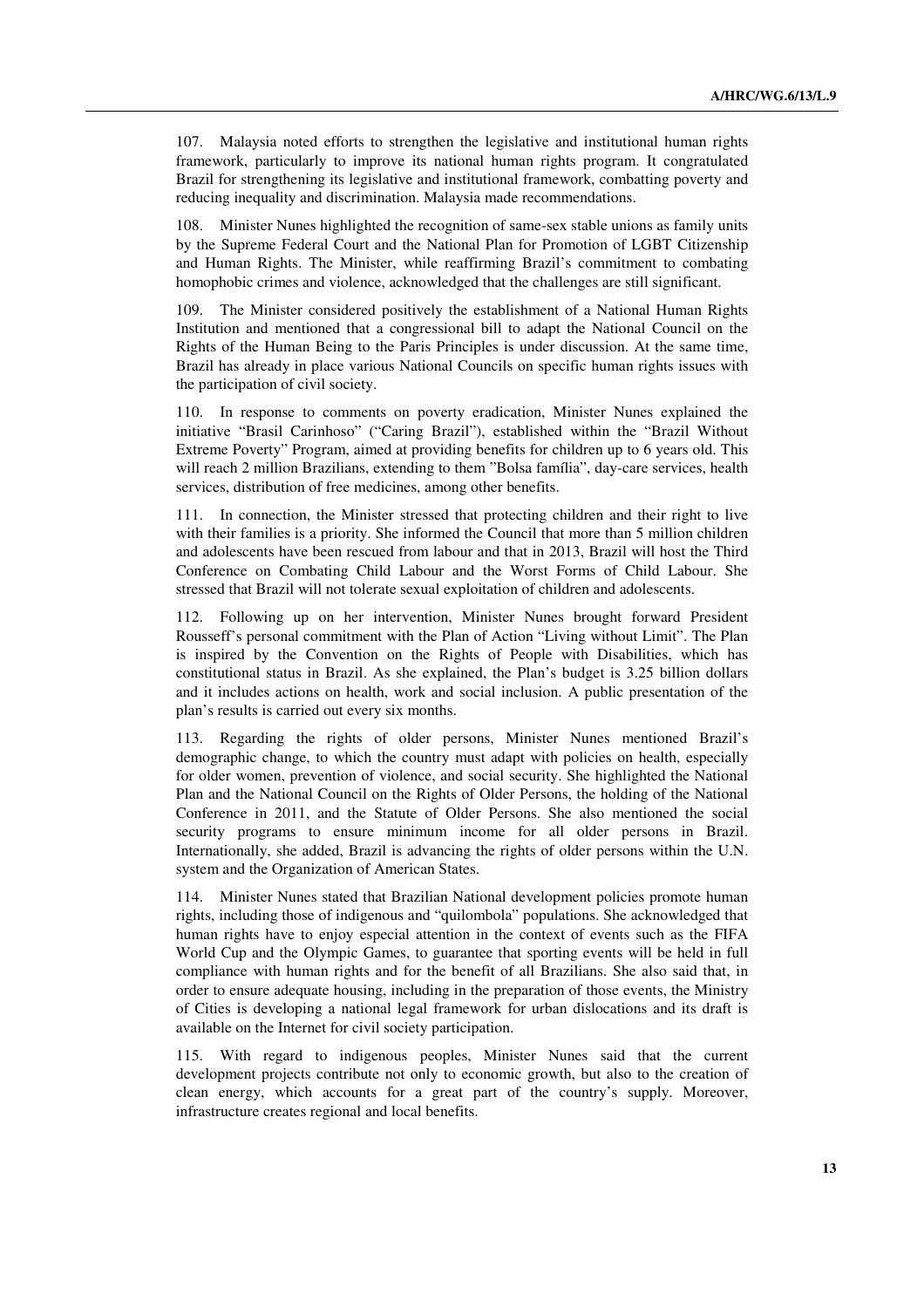107. Malaysia noted efforts to strengthen the legislative and institutional human rights framework, particularly to improve its national human rights program. It congratulated Brazil for strengthening its legislative and institutional framework, combatting poverty and reducing inequality and discrimination. Malaysia made recommendations.

108. Minister Nunes highlighted the recognition of same-sex stable unions as family units by the Supreme Federal Court and the National Plan for Promotion of LGBT Citizenship and Human Rights. The Minister, while reaffirming Brazil's commitment to combating homophobic crimes and violence, acknowledged that the challenges are still significant.

109. The Minister considered positively the establishment of a National Human Rights Institution and mentioned that a congressional bill to adapt the National Council on the Rights of the Human Being to the Paris Principles is under discussion. At the same time, Brazil has already in place various National Councils on specific human rights issues with the participation of civil society.

110. In response to comments on poverty eradication, Minister Nunes explained the initiative "Brasil Carinhoso" ("Caring Brazil"), established within the "Brazil Without Extreme Poverty" Program, aimed at providing benefits for children up to 6 years old. This will reach 2 million Brazilians, extending to them "Bolsa família", day-care services, health services, distribution of free medicines, among other benefits.

111. In connection, the Minister stressed that protecting children and their right to live with their families is a priority. She informed the Council that more than 5 million children and adolescents have been rescued from labour and that in 2013, Brazil will host the Third Conference on Combating Child Labour and the Worst Forms of Child Labour. She stressed that Brazil will not tolerate sexual exploitation of children and adolescents.

112. Following up on her intervention, Minister Nunes brought forward President Rousseff's personal commitment with the Plan of Action "Living without Limit". The Plan is inspired by the Convention on the Rights of People with Disabilities, which has constitutional status in Brazil. As she explained, the Plan's budget is 3.25 billion dollars and it includes actions on health, work and social inclusion. A public presentation of the plan's results is carried out every six months.

113. Regarding the rights of older persons, Minister Nunes mentioned Brazil's demographic change, to which the country must adapt with policies on health, especially for older women, prevention of violence, and social security. She highlighted the National Plan and the National Council on the Rights of Older Persons, the holding of the National Conference in 2011, and the Statute of Older Persons. She also mentioned the social security programs to ensure minimum income for all older persons in Brazil. Internationally, she added, Brazil is advancing the rights of older persons within the U.N. system and the Organization of American States.

114. Minister Nunes stated that Brazilian National development policies promote human rights, including those of indigenous and "quilombola" populations. She acknowledged that human rights have to enjoy especial attention in the context of events such as the FIFA World Cup and the Olympic Games, to guarantee that sporting events will be held in full compliance with human rights and for the benefit of all Brazilians. She also said that, in order to ensure adequate housing, including in the preparation of those events, the Ministry of Cities is developing a national legal framework for urban dislocations and its draft is available on the Internet for civil society participation.

115. With regard to indigenous peoples, Minister Nunes said that the current development projects contribute not only to economic growth, but also to the creation of clean energy, which accounts for a great part of the country's supply. Moreover, infrastructure creates regional and local benefits.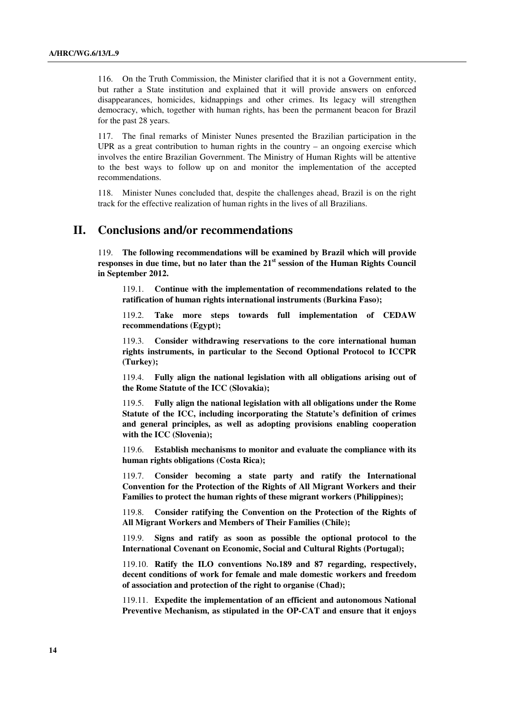116. On the Truth Commission, the Minister clarified that it is not a Government entity, but rather a State institution and explained that it will provide answers on enforced disappearances, homicides, kidnappings and other crimes. Its legacy will strengthen democracy, which, together with human rights, has been the permanent beacon for Brazil for the past 28 years.

117. The final remarks of Minister Nunes presented the Brazilian participation in the UPR as a great contribution to human rights in the country – an ongoing exercise which involves the entire Brazilian Government. The Ministry of Human Rights will be attentive to the best ways to follow up on and monitor the implementation of the accepted recommendations.

118. Minister Nunes concluded that, despite the challenges ahead, Brazil is on the right track for the effective realization of human rights in the lives of all Brazilians.

## II. Conclusions and/or recommendations

119. **The following recommendations will be examined by Brazil which will provide responses in due time, but no later than the 21st session of the Human Rights Council in September 2012.**

119.1. **Continue with the implementation of recommendations related to the ratification of human rights international instruments (Burkina Faso);**

119.2. **Take more steps towards full implementation of CEDAW recommendations (Egypt);**

119.3. **Consider withdrawing reservations to the core international human rights instruments, in particular to the Second Optional Protocol to ICCPR (Turkey);**

119.4. **Fully align the national legislation with all obligations arising out of the Rome Statute of the ICC (Slovakia);**

119.5. **Fully align the national legislation with all obligations under the Rome Statute of the ICC, including incorporating the Statute's definition of crimes and general principles, as well as adopting provisions enabling cooperation with the ICC (Slovenia);**

119.6. **Establish mechanisms to monitor and evaluate the compliance with its human rights obligations (Costa Rica);**

119.7. **Consider becoming a state party and ratify the International Convention for the Protection of the Rights of All Migrant Workers and their Families to protect the human rights of these migrant workers (Philippines);**

119.8. **Consider ratifying the Convention on the Protection of the Rights of All Migrant Workers and Members of Their Families (Chile);**

119.9. **Signs and ratify as soon as possible the optional protocol to the International Covenant on Economic, Social and Cultural Rights (Portugal);**

119.10. **Ratify the ILO conventions No.189 and 87 regarding, respectively, decent conditions of work for female and male domestic workers and freedom of association and protection of the right to organise (Chad);**

119.11. **Expedite the implementation of an efficient and autonomous National Preventive Mechanism, as stipulated in the OP-CAT and ensure that it enjoys**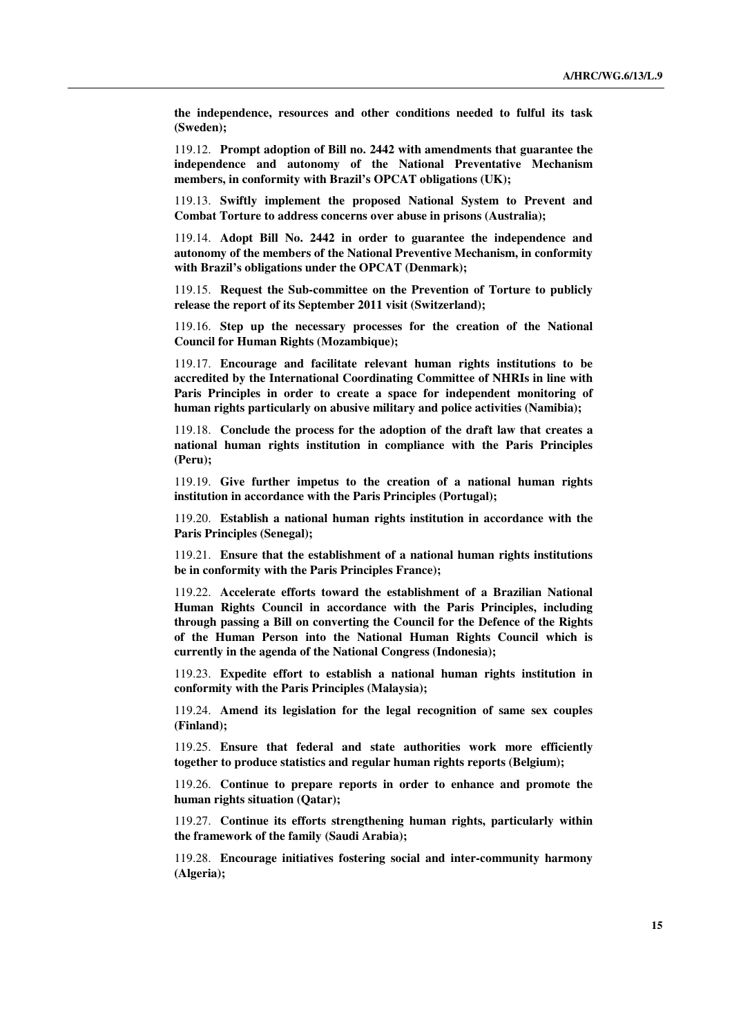**the independence, resources and other conditions needed to fulful its task (Sweden);**

119.12. **Prompt adoption of Bill no. 2442 with amendments that guarantee the independence and autonomy of the National Preventative Mechanism members, in conformity with Brazil's OPCAT obligations (UK);**

119.13. **Swiftly implement the proposed National System to Prevent and Combat Torture to address concerns over abuse in prisons (Australia);**

119.14. **Adopt Bill No. 2442 in order to guarantee the independence and autonomy of the members of the National Preventive Mechanism, in conformity with Brazil's obligations under the OPCAT (Denmark);**

119.15. **Request the Sub-committee on the Prevention of Torture to publicly release the report of its September 2011 visit (Switzerland);**

119.16. **Step up the necessary processes for the creation of the National Council for Human Rights (Mozambique);**

119.17. **Encourage and facilitate relevant human rights institutions to be accredited by the International Coordinating Committee of NHRIs in line with Paris Principles in order to create a space for independent monitoring of human rights particularly on abusive military and police activities (Namibia);**

119.18. **Conclude the process for the adoption of the draft law that creates a national human rights institution in compliance with the Paris Principles (Peru);**

119.19. **Give further impetus to the creation of a national human rights institution in accordance with the Paris Principles (Portugal);**

119.20. **Establish a national human rights institution in accordance with the Paris Principles (Senegal);**

119.21. **Ensure that the establishment of a national human rights institutions be in conformity with the Paris Principles France);**

119.22. **Accelerate efforts toward the establishment of a Brazilian National Human Rights Council in accordance with the Paris Principles, including through passing a Bill on converting the Council for the Defence of the Rights of the Human Person into the National Human Rights Council which is currently in the agenda of the National Congress (Indonesia);**

119.23. **Expedite effort to establish a national human rights institution in conformity with the Paris Principles (Malaysia);**

119.24. **Amend its legislation for the legal recognition of same sex couples (Finland);**

119.25. **Ensure that federal and state authorities work more efficiently together to produce statistics and regular human rights reports (Belgium);**

119.26. **Continue to prepare reports in order to enhance and promote the human rights situation (Qatar);**

119.27. **Continue its efforts strengthening human rights, particularly within the framework of the family (Saudi Arabia);**

119.28. **Encourage initiatives fostering social and inter-community harmony (Algeria);**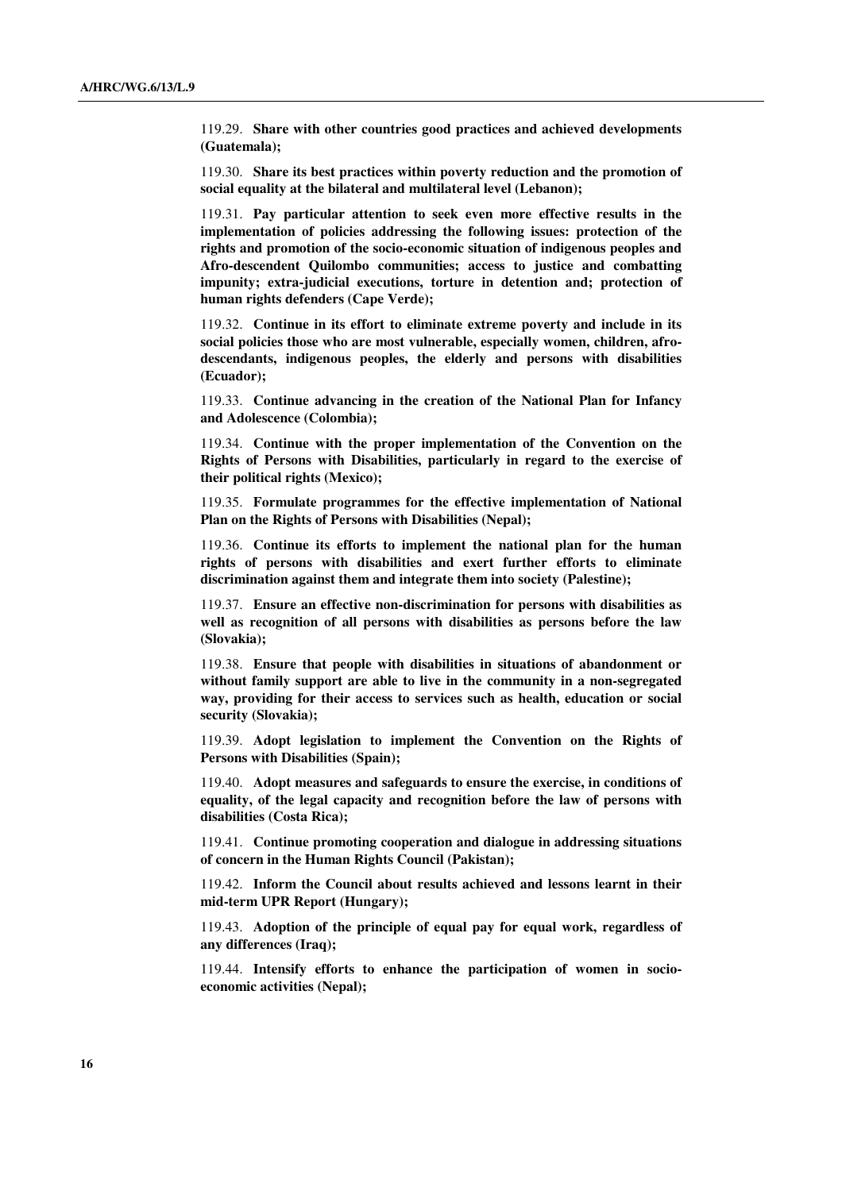119.29. **Share with other countries good practices and achieved developments (Guatemala);**

119.30. **Share its best practices within poverty reduction and the promotion of social equality at the bilateral and multilateral level (Lebanon);**

119.31. **Pay particular attention to seek even more effective results in the implementation of policies addressing the following issues: protection of the rights and promotion of the socio-economic situation of indigenous peoples and Afro-descendent Quilombo communities; access to justice and combatting impunity; extra-judicial executions, torture in detention and; protection of human rights defenders (Cape Verde);**

119.32. **Continue in its effort to eliminate extreme poverty and include in its social policies those who are most vulnerable, especially women, children, afro-descendants, indigenous peoples, the elderly and persons with disabilities (Ecuador);**

119.33. **Continue advancing in the creation of the National Plan for Infancy and Adolescence (Colombia);**

119.34. **Continue with the proper implementation of the Convention on the Rights of Persons with Disabilities, particularly in regard to the exercise of their political rights (Mexico);**

119.35. **Formulate programmes for the effective implementation of National Plan on the Rights of Persons with Disabilities (Nepal);**

119.36. **Continue its efforts to implement the national plan for the human rights of persons with disabilities and exert further efforts to eliminate discrimination against them and integrate them into society (Palestine);**

119.37. **Ensure an effective non-discrimination for persons with disabilities as well as recognition of all persons with disabilities as persons before the law (Slovakia);**

119.38. **Ensure that people with disabilities in situations of abandonment or without family support are able to live in the community in a non-segregated way, providing for their access to services such as health, education or social security (Slovakia);**

119.39. **Adopt legislation to implement the Convention on the Rights of Persons with Disabilities (Spain);**

119.40. **Adopt measures and safeguards to ensure the exercise, in conditions of equality, of the legal capacity and recognition before the law of persons with disabilities (Costa Rica);**

119.41. **Continue promoting cooperation and dialogue in addressing situations of concern in the Human Rights Council (Pakistan);**

119.42. **Inform the Council about results achieved and lessons learnt in their mid-term UPR Report (Hungary);**

119.43. **Adoption of the principle of equal pay for equal work, regardless of any differences (Iraq);**

119.44. **Intensify efforts to enhance the participation of women in socio-economic activities (Nepal);**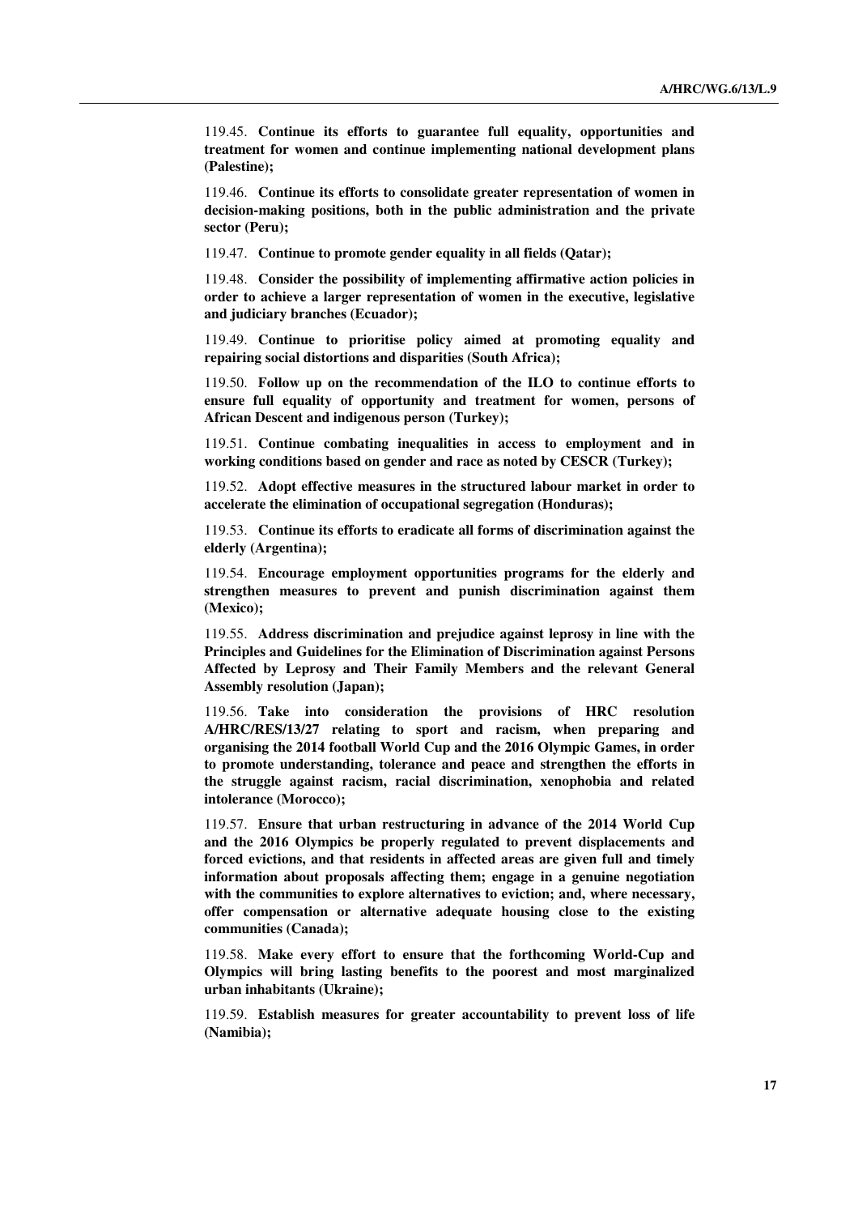119.45. **Continue its efforts to guarantee full equality, opportunities and treatment for women and continue implementing national development plans (Palestine);**

119.46. **Continue its efforts to consolidate greater representation of women in decision-making positions, both in the public administration and the private sector (Peru);**

119.47. **Continue to promote gender equality in all fields (Qatar);**

119.48. **Consider the possibility of implementing affirmative action policies in order to achieve a larger representation of women in the executive, legislative and judiciary branches (Ecuador);**

119.49. **Continue to prioritise policy aimed at promoting equality and repairing social distortions and disparities (South Africa);**

119.50. **Follow up on the recommendation of the ILO to continue efforts to ensure full equality of opportunity and treatment for women, persons of African Descent and indigenous person (Turkey);**

119.51. **Continue combating inequalities in access to employment and in working conditions based on gender and race as noted by CESCR (Turkey);**

119.52. **Adopt effective measures in the structured labour market in order to accelerate the elimination of occupational segregation (Honduras);**

119.53. **Continue its efforts to eradicate all forms of discrimination against the elderly (Argentina);**

119.54. **Encourage employment opportunities programs for the elderly and strengthen measures to prevent and punish discrimination against them (Mexico);**

119.55. **Address discrimination and prejudice against leprosy in line with the Principles and Guidelines for the Elimination of Discrimination against Persons Affected by Leprosy and Their Family Members and the relevant General Assembly resolution (Japan);**

119.56. **Take into consideration the provisions of HRC resolution A/HRC/RES/13/27 relating to sport and racism, when preparing and organising the 2014 football World Cup and the 2016 Olympic Games, in order to promote understanding, tolerance and peace and strengthen the efforts in the struggle against racism, racial discrimination, xenophobia and related intolerance (Morocco);**

119.57. **Ensure that urban restructuring in advance of the 2014 World Cup and the 2016 Olympics be properly regulated to prevent displacements and forced evictions, and that residents in affected areas are given full and timely information about proposals affecting them; engage in a genuine negotiation with the communities to explore alternatives to eviction; and, where necessary, offer compensation or alternative adequate housing close to the existing communities (Canada);**

119.58. **Make every effort to ensure that the forthcoming World-Cup and Olympics will bring lasting benefits to the poorest and most marginalized urban inhabitants (Ukraine);**

119.59. **Establish measures for greater accountability to prevent loss of life (Namibia);**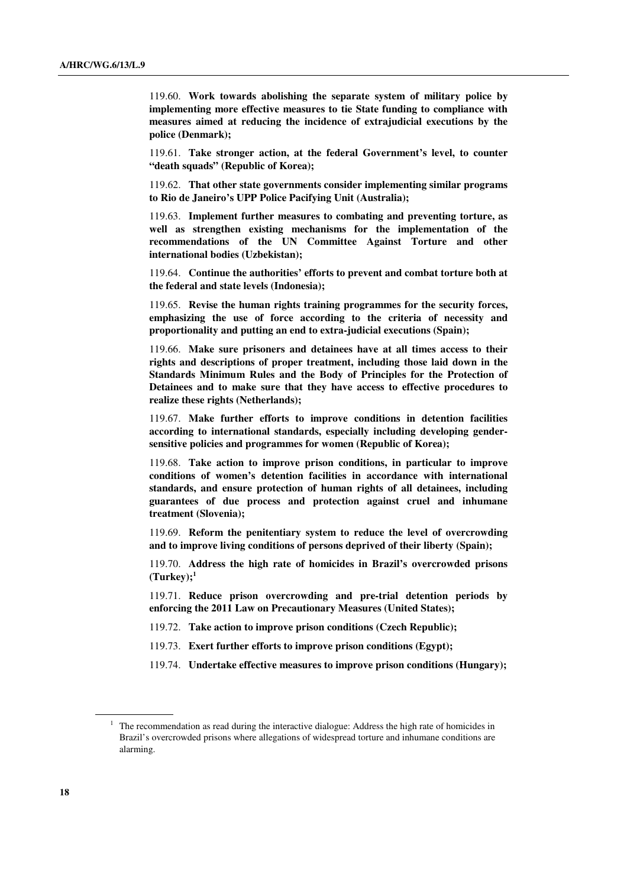119.60. **Work towards abolishing the separate system of military police by implementing more effective measures to tie State funding to compliance with measures aimed at reducing the incidence of extrajudicial executions by the police (Denmark);**

119.61. **Take stronger action, at the federal Government's level, to counter "death squads" (Republic of Korea);**

119.62. **That other state governments consider implementing similar programs to Rio de Janeiro's UPP Police Pacifying Unit (Australia);**

119.63. **Implement further measures to combating and preventing torture, as well as strengthen existing mechanisms for the implementation of the recommendations of the UN Committee Against Torture and other international bodies (Uzbekistan);**

119.64. **Continue the authorities' efforts to prevent and combat torture both at the federal and state levels (Indonesia);**

119.65. **Revise the human rights training programmes for the security forces, emphasizing the use of force according to the criteria of necessity and proportionality and putting an end to extra-judicial executions (Spain);**

119.66. **Make sure prisoners and detainees have at all times access to their rights and descriptions of proper treatment, including those laid down in the Standards Minimum Rules and the Body of Principles for the Protection of Detainees and to make sure that they have access to effective procedures to realize these rights (Netherlands);**

119.67. **Make further efforts to improve conditions in detention facilities according to international standards, especially including developing gender-sensitive policies and programmes for women (Republic of Korea);**

119.68. **Take action to improve prison conditions, in particular to improve conditions of women's detention facilities in accordance with international standards, and ensure protection of human rights of all detainees, including guarantees of due process and protection against cruel and inhumane treatment (Slovenia);**

119.69. **Reform the penitentiary system to reduce the level of overcrowding and to improve living conditions of persons deprived of their liberty (Spain);**

119.70. **Address the high rate of homicides in Brazil's overcrowded prisons (Turkey);**[1]

119.71. **Reduce prison overcrowding and pre-trial detention periods by enforcing the 2011 Law on Precautionary Measures (United States);**

119.72. **Take action to improve prison conditions (Czech Republic);**

119.73. **Exert further efforts to improve prison conditions (Egypt);**

119.74. **Undertake effective measures to improve prison conditions (Hungary);**

---

[1] The recommendation as read during the interactive dialogue: Address the high rate of homicides in Brazil's overcrowded prisons where allegations of widespread torture and inhumane conditions are alarming.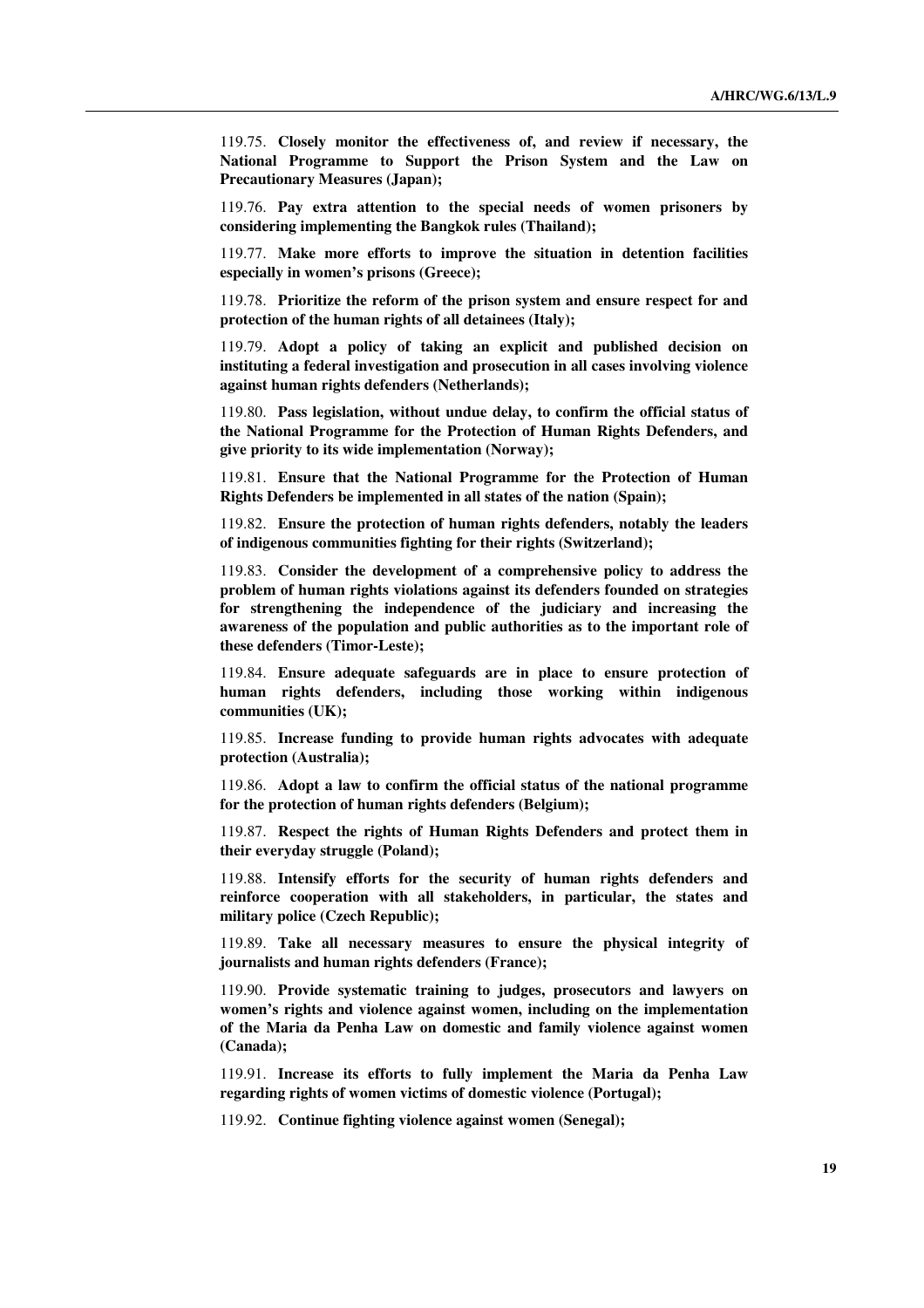119.75. **Closely monitor the effectiveness of, and review if necessary, the National Programme to Support the Prison System and the Law on Precautionary Measures (Japan);**

119.76. **Pay extra attention to the special needs of women prisoners by considering implementing the Bangkok rules (Thailand);**

119.77. **Make more efforts to improve the situation in detention facilities especially in women's prisons (Greece);**

119.78. **Prioritize the reform of the prison system and ensure respect for and protection of the human rights of all detainees (Italy);**

119.79. **Adopt a policy of taking an explicit and published decision on instituting a federal investigation and prosecution in all cases involving violence against human rights defenders (Netherlands);**

119.80. **Pass legislation, without undue delay, to confirm the official status of the National Programme for the Protection of Human Rights Defenders, and give priority to its wide implementation (Norway);**

119.81. **Ensure that the National Programme for the Protection of Human Rights Defenders be implemented in all states of the nation (Spain);**

119.82. **Ensure the protection of human rights defenders, notably the leaders of indigenous communities fighting for their rights (Switzerland);**

119.83. **Consider the development of a comprehensive policy to address the problem of human rights violations against its defenders founded on strategies for strengthening the independence of the judiciary and increasing the awareness of the population and public authorities as to the important role of these defenders (Timor-Leste);**

119.84. **Ensure adequate safeguards are in place to ensure protection of human rights defenders, including those working within indigenous communities (UK);**

119.85. **Increase funding to provide human rights advocates with adequate protection (Australia);**

119.86. **Adopt a law to confirm the official status of the national programme for the protection of human rights defenders (Belgium);**

119.87. **Respect the rights of Human Rights Defenders and protect them in their everyday struggle (Poland);**

119.88. **Intensify efforts for the security of human rights defenders and reinforce cooperation with all stakeholders, in particular, the states and military police (Czech Republic);**

119.89. **Take all necessary measures to ensure the physical integrity of journalists and human rights defenders (France);**

119.90. **Provide systematic training to judges, prosecutors and lawyers on women's rights and violence against women, including on the implementation of the Maria da Penha Law on domestic and family violence against women (Canada);**

119.91. **Increase its efforts to fully implement the Maria da Penha Law regarding rights of women victims of domestic violence (Portugal);**

119.92. **Continue fighting violence against women (Senegal);**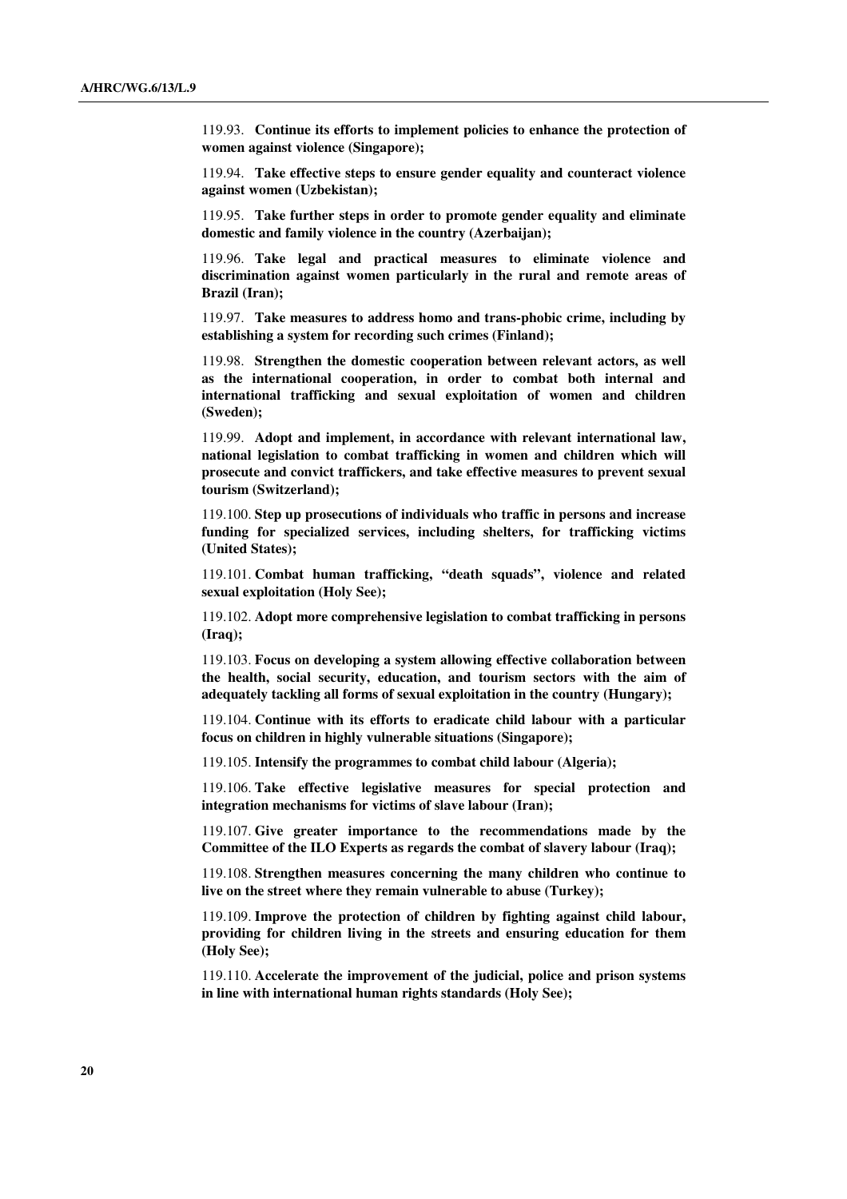119.93. **Continue its efforts to implement policies to enhance the protection of women against violence (Singapore);**

119.94. **Take effective steps to ensure gender equality and counteract violence against women (Uzbekistan);**

119.95. **Take further steps in order to promote gender equality and eliminate domestic and family violence in the country (Azerbaijan);**

119.96. **Take legal and practical measures to eliminate violence and discrimination against women particularly in the rural and remote areas of Brazil (Iran);**

119.97. **Take measures to address homo and trans-phobic crime, including by establishing a system for recording such crimes (Finland);**

119.98. **Strengthen the domestic cooperation between relevant actors, as well as the international cooperation, in order to combat both internal and international trafficking and sexual exploitation of women and children (Sweden);**

119.99. **Adopt and implement, in accordance with relevant international law, national legislation to combat trafficking in women and children which will prosecute and convict traffickers, and take effective measures to prevent sexual tourism (Switzerland);**

119.100. **Step up prosecutions of individuals who traffic in persons and increase funding for specialized services, including shelters, for trafficking victims (United States);**

119.101. **Combat human trafficking, "death squads", violence and related sexual exploitation (Holy See);**

119.102. **Adopt more comprehensive legislation to combat trafficking in persons (Iraq);**

119.103. **Focus on developing a system allowing effective collaboration between the health, social security, education, and tourism sectors with the aim of adequately tackling all forms of sexual exploitation in the country (Hungary);**

119.104. **Continue with its efforts to eradicate child labour with a particular focus on children in highly vulnerable situations (Singapore);**

119.105. **Intensify the programmes to combat child labour (Algeria);**

119.106. **Take effective legislative measures for special protection and integration mechanisms for victims of slave labour (Iran);**

119.107. **Give greater importance to the recommendations made by the Committee of the ILO Experts as regards the combat of slavery labour (Iraq);**

119.108. **Strengthen measures concerning the many children who continue to live on the street where they remain vulnerable to abuse (Turkey);**

119.109. **Improve the protection of children by fighting against child labour, providing for children living in the streets and ensuring education for them (Holy See);**

119.110. **Accelerate the improvement of the judicial, police and prison systems in line with international human rights standards (Holy See);**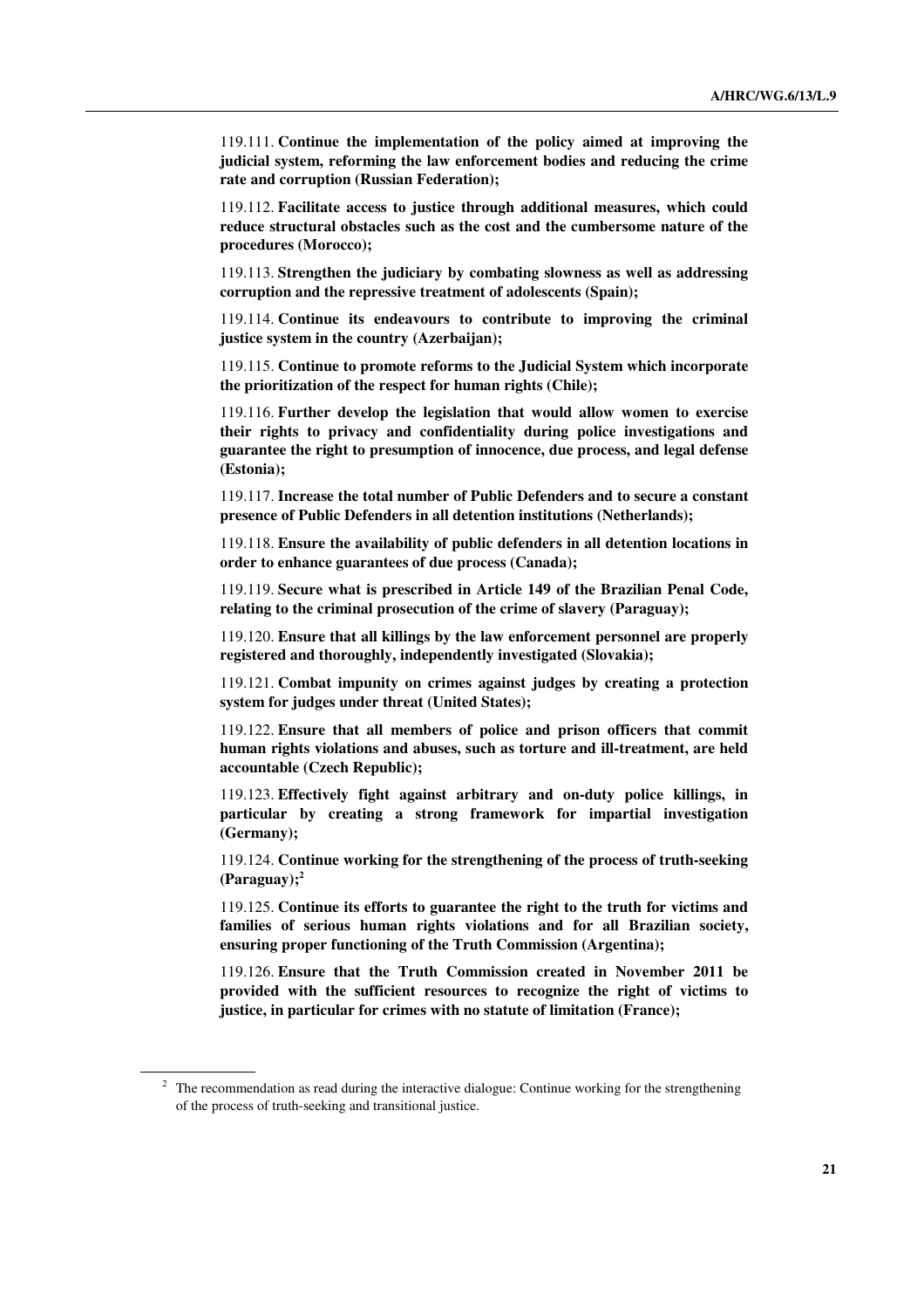119.111. **Continue the implementation of the policy aimed at improving the judicial system, reforming the law enforcement bodies and reducing the crime rate and corruption (Russian Federation);**

119.112. **Facilitate access to justice through additional measures, which could reduce structural obstacles such as the cost and the cumbersome nature of the procedures (Morocco);**

119.113. **Strengthen the judiciary by combating slowness as well as addressing corruption and the repressive treatment of adolescents (Spain);**

119.114. **Continue its endeavours to contribute to improving the criminal justice system in the country (Azerbaijan);**

119.115. **Continue to promote reforms to the Judicial System which incorporate the prioritization of the respect for human rights (Chile);**

119.116. **Further develop the legislation that would allow women to exercise their rights to privacy and confidentiality during police investigations and guarantee the right to presumption of innocence, due process, and legal defense (Estonia);**

119.117. **Increase the total number of Public Defenders and to secure a constant presence of Public Defenders in all detention institutions (Netherlands);**

119.118. **Ensure the availability of public defenders in all detention locations in order to enhance guarantees of due process (Canada);**

119.119. **Secure what is prescribed in Article 149 of the Brazilian Penal Code, relating to the criminal prosecution of the crime of slavery (Paraguay);**

119.120. **Ensure that all killings by the law enforcement personnel are properly registered and thoroughly, independently investigated (Slovakia);**

119.121. **Combat impunity on crimes against judges by creating a protection system for judges under threat (United States);**

119.122. **Ensure that all members of police and prison officers that commit human rights violations and abuses, such as torture and ill-treatment, are held accountable (Czech Republic);**

119.123. **Effectively fight against arbitrary and on-duty police killings, in particular by creating a strong framework for impartial investigation (Germany);**

119.124. **Continue working for the strengthening of the process of truth-seeking (Paraguay);**[2]

119.125. **Continue its efforts to guarantee the right to the truth for victims and families of serious human rights violations and for all Brazilian society, ensuring proper functioning of the Truth Commission (Argentina);**

119.126. **Ensure that the Truth Commission created in November 2011 be provided with the sufficient resources to recognize the right of victims to justice, in particular for crimes with no statute of limitation (France);**

[2] The recommendation as read during the interactive dialogue: Continue working for the strengthening of the process of truth-seeking and transitional justice.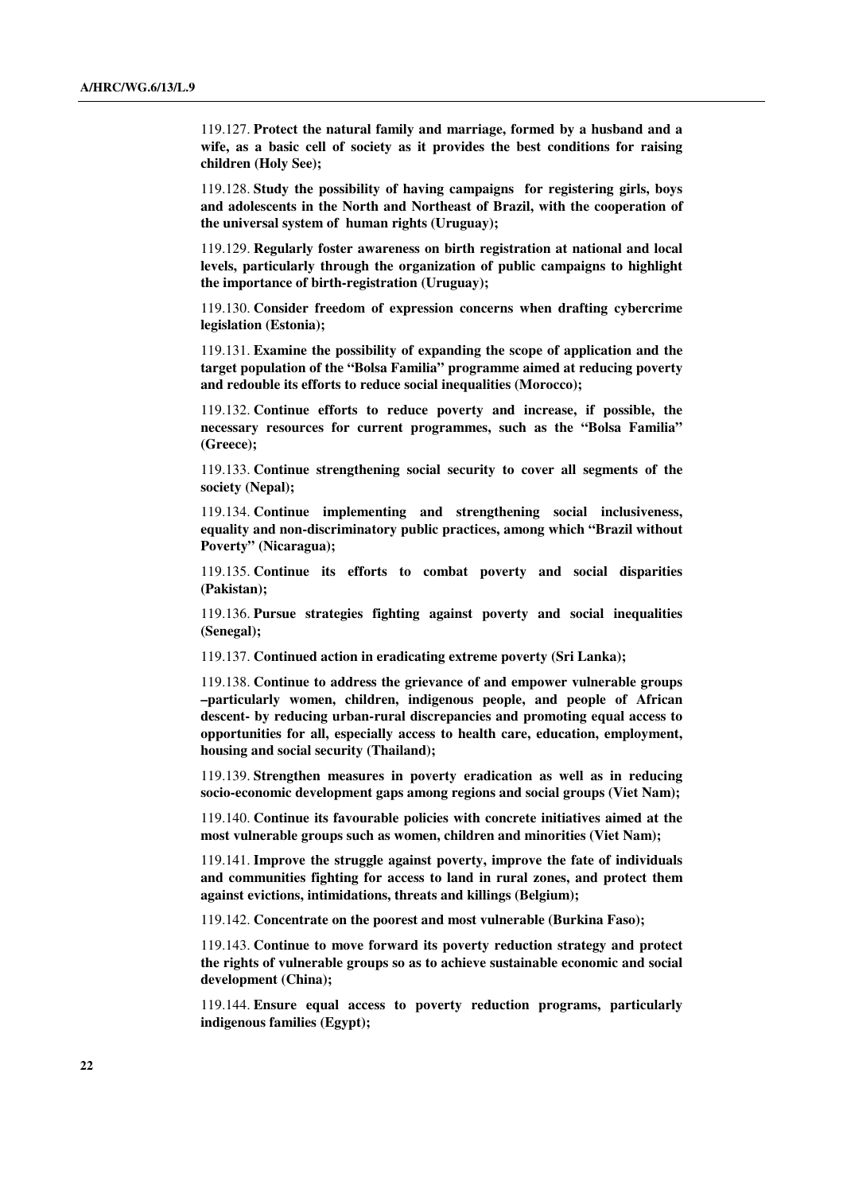119.127. **Protect the natural family and marriage, formed by a husband and a wife, as a basic cell of society as it provides the best conditions for raising children (Holy See);**

119.128. **Study the possibility of having campaigns for registering girls, boys and adolescents in the North and Northeast of Brazil, with the cooperation of the universal system of human rights (Uruguay);**

119.129. **Regularly foster awareness on birth registration at national and local levels, particularly through the organization of public campaigns to highlight the importance of birth-registration (Uruguay);**

119.130. **Consider freedom of expression concerns when drafting cybercrime legislation (Estonia);**

119.131. **Examine the possibility of expanding the scope of application and the target population of the "Bolsa Familia" programme aimed at reducing poverty and redouble its efforts to reduce social inequalities (Morocco);**

119.132. **Continue efforts to reduce poverty and increase, if possible, the necessary resources for current programmes, such as the "Bolsa Familia" (Greece);**

119.133. **Continue strengthening social security to cover all segments of the society (Nepal);**

119.134. **Continue implementing and strengthening social inclusiveness, equality and non-discriminatory public practices, among which "Brazil without Poverty" (Nicaragua);**

119.135. **Continue its efforts to combat poverty and social disparities (Pakistan);**

119.136. **Pursue strategies fighting against poverty and social inequalities (Senegal);**

119.137. **Continued action in eradicating extreme poverty (Sri Lanka);**

119.138. **Continue to address the grievance of and empower vulnerable groups –particularly women, children, indigenous people, and people of African descent- by reducing urban-rural discrepancies and promoting equal access to opportunities for all, especially access to health care, education, employment, housing and social security (Thailand);**

119.139. **Strengthen measures in poverty eradication as well as in reducing socio-economic development gaps among regions and social groups (Viet Nam);**

119.140. **Continue its favourable policies with concrete initiatives aimed at the most vulnerable groups such as women, children and minorities (Viet Nam);**

119.141. **Improve the struggle against poverty, improve the fate of individuals and communities fighting for access to land in rural zones, and protect them against evictions, intimidations, threats and killings (Belgium);**

119.142. **Concentrate on the poorest and most vulnerable (Burkina Faso);**

119.143. **Continue to move forward its poverty reduction strategy and protect the rights of vulnerable groups so as to achieve sustainable economic and social development (China);**

119.144. **Ensure equal access to poverty reduction programs, particularly indigenous families (Egypt);**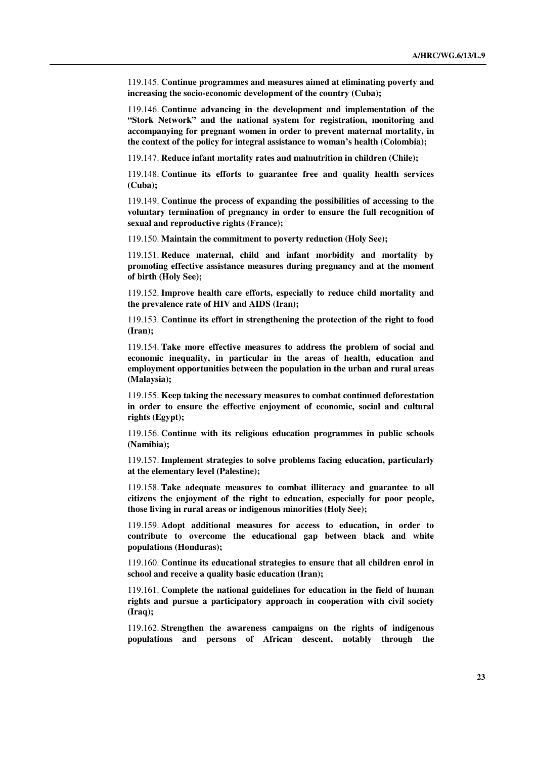119.145. **Continue programmes and measures aimed at eliminating poverty and increasing the socio-economic development of the country (Cuba);**

119.146. **Continue advancing in the development and implementation of the "Stork Network" and the national system for registration, monitoring and accompanying for pregnant women in order to prevent maternal mortality, in the context of the policy for integral assistance to woman's health (Colombia);**

119.147. **Reduce infant mortality rates and malnutrition in children (Chile);**

119.148. **Continue its efforts to guarantee free and quality health services (Cuba);**

119.149. **Continue the process of expanding the possibilities of accessing to the voluntary termination of pregnancy in order to ensure the full recognition of sexual and reproductive rights (France);**

119.150. **Maintain the commitment to poverty reduction (Holy See);**

119.151. **Reduce maternal, child and infant morbidity and mortality by promoting effective assistance measures during pregnancy and at the moment of birth (Holy See);**

119.152. **Improve health care efforts, especially to reduce child mortality and the prevalence rate of HIV and AIDS (Iran);**

119.153. **Continue its effort in strengthening the protection of the right to food (Iran);**

119.154. **Take more effective measures to address the problem of social and economic inequality, in particular in the areas of health, education and employment opportunities between the population in the urban and rural areas (Malaysia);**

119.155. **Keep taking the necessary measures to combat continued deforestation in order to ensure the effective enjoyment of economic, social and cultural rights (Egypt);**

119.156. **Continue with its religious education programmes in public schools (Namibia);**

119.157. **Implement strategies to solve problems facing education, particularly at the elementary level (Palestine);**

119.158. **Take adequate measures to combat illiteracy and guarantee to all citizens the enjoyment of the right to education, especially for poor people, those living in rural areas or indigenous minorities (Holy See);**

119.159. **Adopt additional measures for access to education, in order to contribute to overcome the educational gap between black and white populations (Honduras);**

119.160. **Continue its educational strategies to ensure that all children enrol in school and receive a quality basic education (Iran);**

119.161. **Complete the national guidelines for education in the field of human rights and pursue a participatory approach in cooperation with civil society (Iraq);**

119.162. **Strengthen the awareness campaigns on the rights of indigenous populations and persons of African descent, notably through the**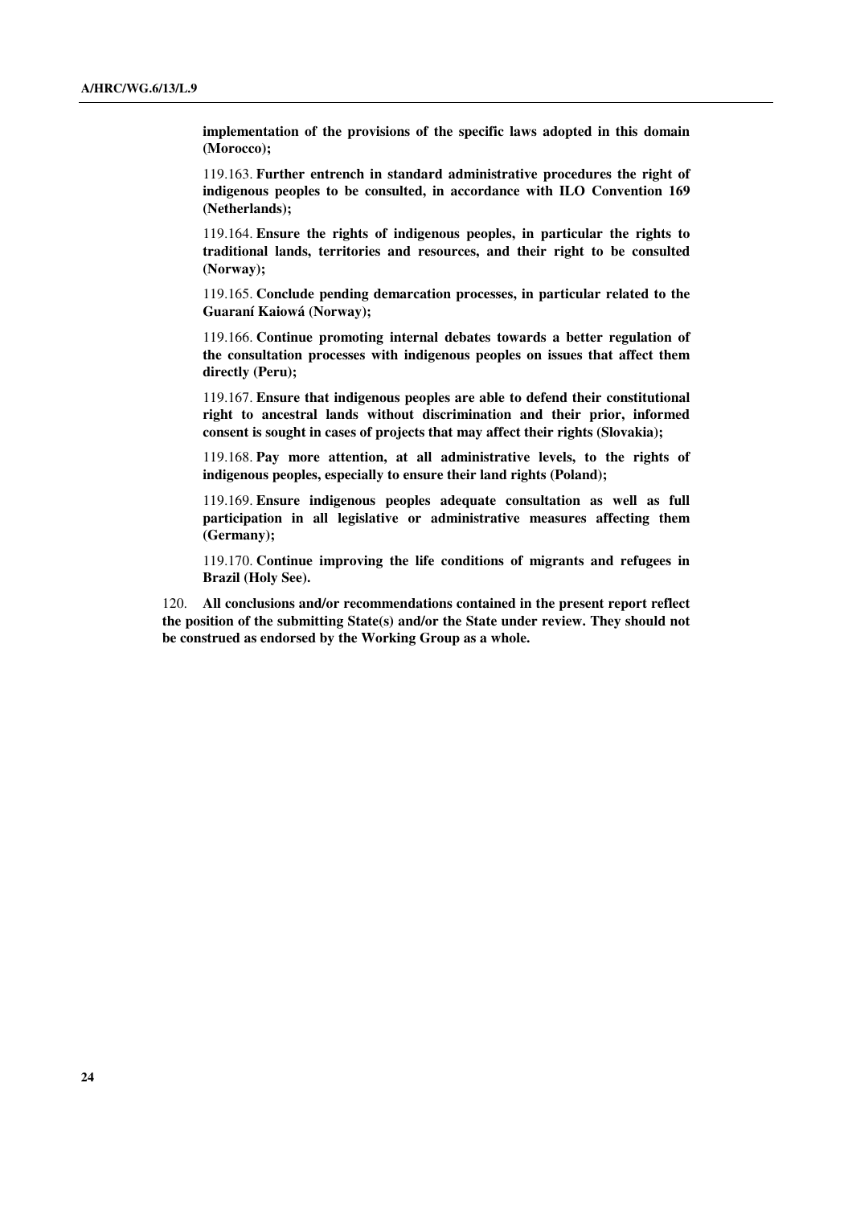**implementation of the provisions of the specific laws adopted in this domain (Morocco);**

119.163. **Further entrench in standard administrative procedures the right of indigenous peoples to be consulted, in accordance with ILO Convention 169 (Netherlands);**

119.164. **Ensure the rights of indigenous peoples, in particular the rights to traditional lands, territories and resources, and their right to be consulted (Norway);**

119.165. **Conclude pending demarcation processes, in particular related to the Guaraní Kaiowá (Norway);**

119.166. **Continue promoting internal debates towards a better regulation of the consultation processes with indigenous peoples on issues that affect them directly (Peru);**

119.167. **Ensure that indigenous peoples are able to defend their constitutional right to ancestral lands without discrimination and their prior, informed consent is sought in cases of projects that may affect their rights (Slovakia);**

119.168. **Pay more attention, at all administrative levels, to the rights of indigenous peoples, especially to ensure their land rights (Poland);**

119.169. **Ensure indigenous peoples adequate consultation as well as full participation in all legislative or administrative measures affecting them (Germany);**

119.170. **Continue improving the life conditions of migrants and refugees in Brazil (Holy See).**

120. **All conclusions and/or recommendations contained in the present report reflect the position of the submitting State(s) and/or the State under review. They should not be construed as endorsed by the Working Group as a whole.**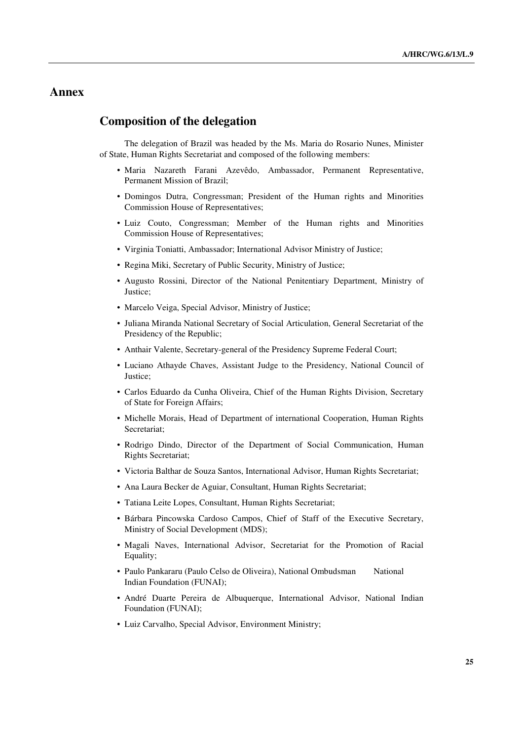# Annex

## Composition of the delegation

The delegation of Brazil was headed by the Ms. Maria do Rosario Nunes, Minister of State, Human Rights Secretariat and composed of the following members:

- Maria Nazareth Farani Azevêdo, Ambassador, Permanent Representative, Permanent Mission of Brazil;
- Domingos Dutra, Congressman; President of the Human rights and Minorities Commission House of Representatives;
- Luiz Couto, Congressman; Member of the Human rights and Minorities Commission House of Representatives;
- Virginia Toniatti, Ambassador; International Advisor Ministry of Justice;
- Regina Miki, Secretary of Public Security, Ministry of Justice;
- Augusto Rossini, Director of the National Penitentiary Department, Ministry of Justice;
- Marcelo Veiga, Special Advisor, Ministry of Justice;
- Juliana Miranda National Secretary of Social Articulation, General Secretariat of the Presidency of the Republic;
- Anthair Valente, Secretary-general of the Presidency Supreme Federal Court;
- Luciano Athayde Chaves, Assistant Judge to the Presidency, National Council of Justice;
- Carlos Eduardo da Cunha Oliveira, Chief of the Human Rights Division, Secretary of State for Foreign Affairs;
- Michelle Morais, Head of Department of international Cooperation, Human Rights Secretariat;
- Rodrigo Dindo, Director of the Department of Social Communication, Human Rights Secretariat;
- Victoria Balthar de Souza Santos, International Advisor, Human Rights Secretariat;
- Ana Laura Becker de Aguiar, Consultant, Human Rights Secretariat;
- Tatiana Leite Lopes, Consultant, Human Rights Secretariat;
- Bárbara Pincowska Cardoso Campos, Chief of Staff of the Executive Secretary, Ministry of Social Development (MDS);
- Magali Naves, International Advisor, Secretariat for the Promotion of Racial Equality;
- Paulo Pankararu (Paulo Celso de Oliveira), National Ombudsman National Indian Foundation (FUNAI);
- André Duarte Pereira de Albuquerque, International Advisor, National Indian Foundation (FUNAI);
- Luiz Carvalho, Special Advisor, Environment Ministry;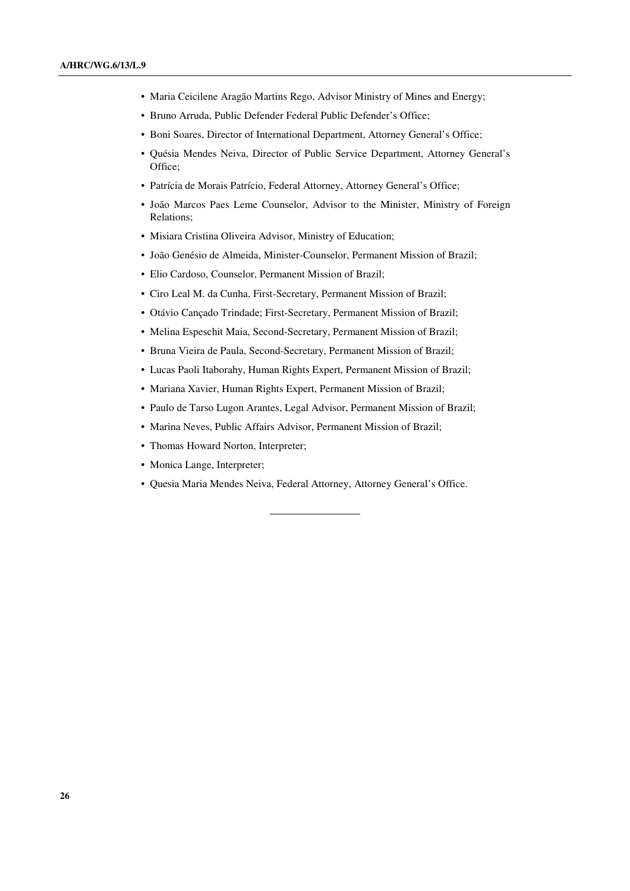- Maria Ceicilene Aragão Martins Rego, Advisor Ministry of Mines and Energy;
- Bruno Arruda, Public Defender Federal Public Defender's Office;
- Boni Soares, Director of International Department, Attorney General's Office;
- Quésia Mendes Neiva, Director of Public Service Department, Attorney General's Office;
- Patrícia de Morais Patrício, Federal Attorney, Attorney General's Office;
- João Marcos Paes Leme Counselor, Advisor to the Minister, Ministry of Foreign Relations;
- Misiara Cristina Oliveira Advisor, Ministry of Education;
- João Genésio de Almeida, Minister-Counselor, Permanent Mission of Brazil;
- Elio Cardoso, Counselor, Permanent Mission of Brazil;
- Ciro Leal M. da Cunha, First-Secretary, Permanent Mission of Brazil;
- Otávio Cançado Trindade; First-Secretary, Permanent Mission of Brazil;
- Melina Espeschit Maia, Second-Secretary, Permanent Mission of Brazil;
- Bruna Vieira de Paula, Second-Secretary, Permanent Mission of Brazil;
- Lucas Paoli Itaborahy, Human Rights Expert, Permanent Mission of Brazil;
- Mariana Xavier, Human Rights Expert, Permanent Mission of Brazil;
- Paulo de Tarso Lugon Arantes, Legal Advisor, Permanent Mission of Brazil;
- Marina Neves, Public Affairs Advisor, Permanent Mission of Brazil;
- Thomas Howard Norton, Interpreter;
- Monica Lange, Interpreter;
- Quesia Maria Mendes Neiva, Federal Attorney, Attorney General's Office.